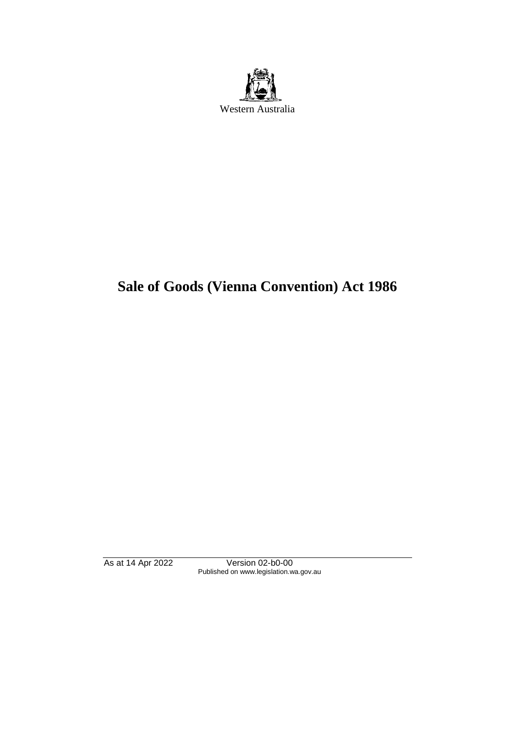Western Australia

# Sale of Goods (Vienna Convention) Act 1986

As at 14 Apr 2022 Version 02-b0-00
Published on www.legislation.wa.gov.au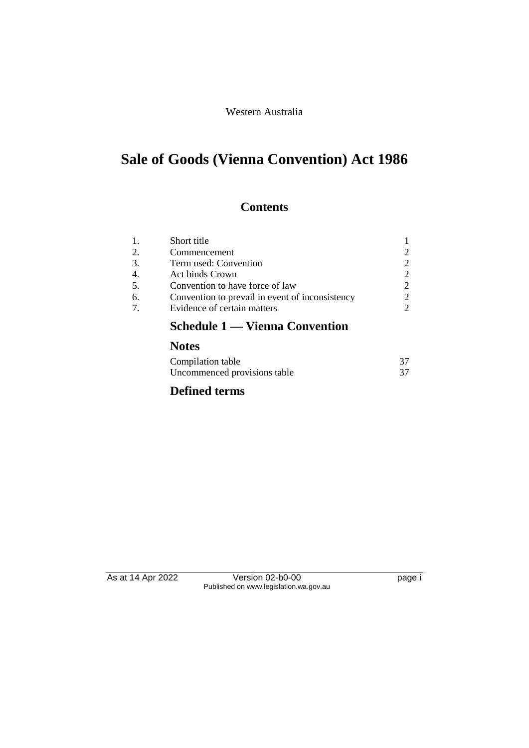Western Australia

# Sale of Goods (Vienna Convention) Act 1986

## Contents

| | | |
|---|---|---|
| 1. | Short title | 1 |
| 2. | Commencement | 2 |
| 3. | Term used: Convention | 2 |
| 4. | Act binds Crown | 2 |
| 5. | Convention to have force of law | 2 |
| 6. | Convention to prevail in event of inconsistency | 2 |
| 7. | Evidence of certain matters | 2 |

### Schedule 1 — Vienna Convention

### Notes

| | |
|---|---|
| Compilation table | 37 |
| Uncommenced provisions table | 37 |

### Defined terms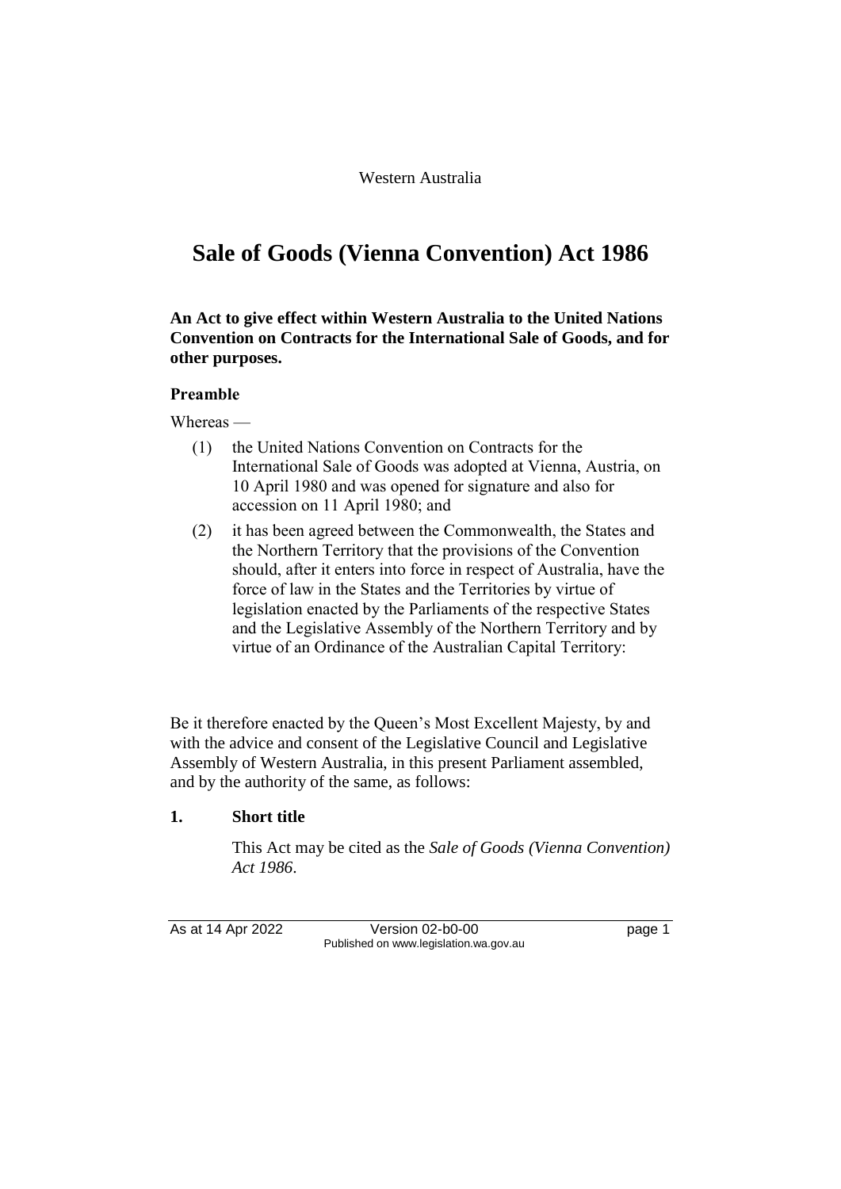Western Australia

# Sale of Goods (Vienna Convention) Act 1986

**An Act to give effect within Western Australia to the United Nations Convention on Contracts for the International Sale of Goods, and for other purposes.**

### Preamble

Whereas —

(1) the United Nations Convention on Contracts for the International Sale of Goods was adopted at Vienna, Austria, on 10 April 1980 and was opened for signature and also for accession on 11 April 1980; and

(2) it has been agreed between the Commonwealth, the States and the Northern Territory that the provisions of the Convention should, after it enters into force in respect of Australia, have the force of law in the States and the Territories by virtue of legislation enacted by the Parliaments of the respective States and the Legislative Assembly of the Northern Territory and by virtue of an Ordinance of the Australian Capital Territory:

Be it therefore enacted by the Queen's Most Excellent Majesty, by and with the advice and consent of the Legislative Council and Legislative Assembly of Western Australia, in this present Parliament assembled, and by the authority of the same, as follows:

### 1. Short title

This Act may be cited as the *Sale of Goods (Vienna Convention) Act 1986*.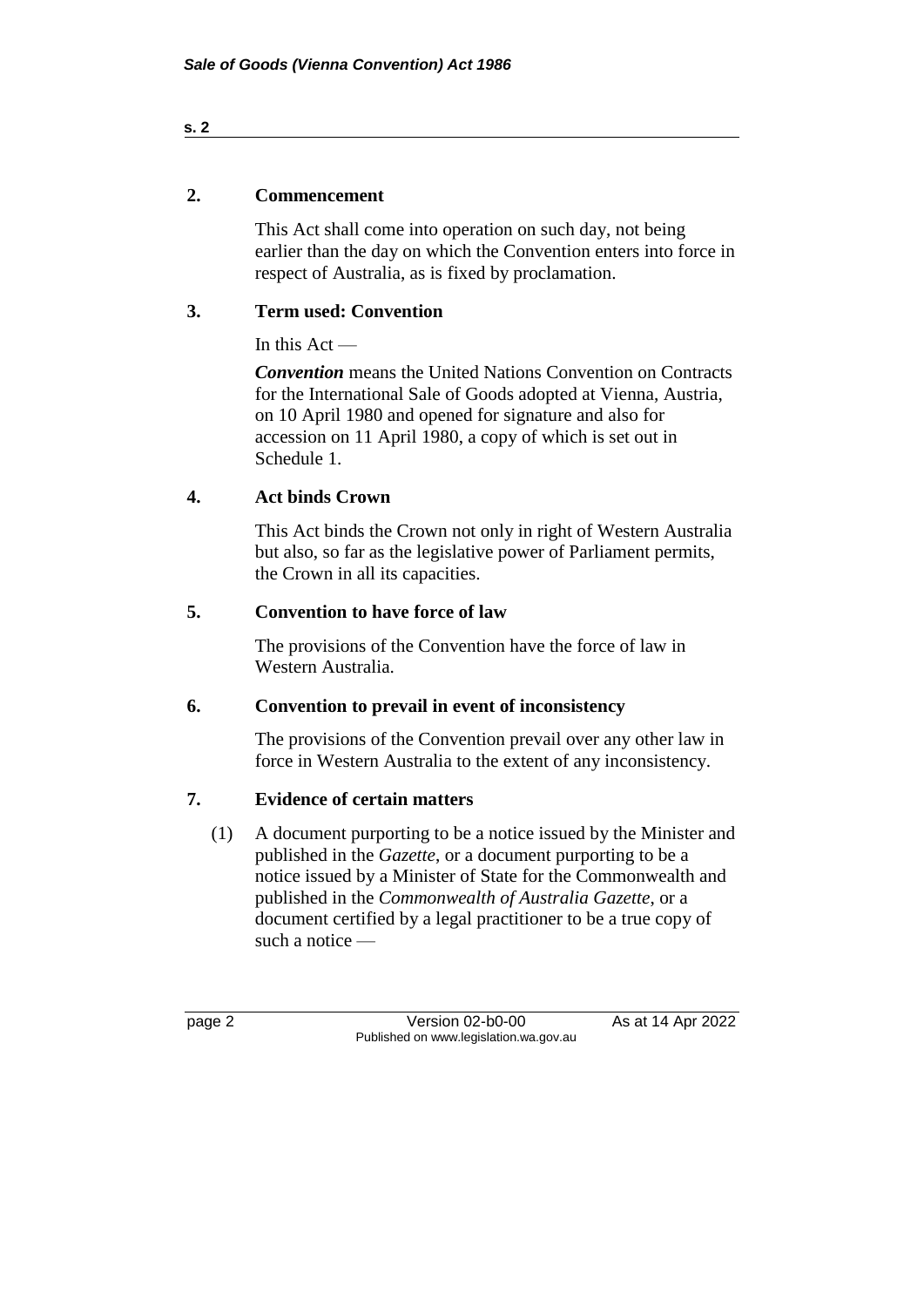## 2. Commencement

This Act shall come into operation on such day, not being earlier than the day on which the Convention enters into force in respect of Australia, as is fixed by proclamation.

## 3. Term used: Convention

In this Act —

***Convention*** means the United Nations Convention on Contracts for the International Sale of Goods adopted at Vienna, Austria, on 10 April 1980 and opened for signature and also for accession on 11 April 1980, a copy of which is set out in Schedule 1.

## 4. Act binds Crown

This Act binds the Crown not only in right of Western Australia but also, so far as the legislative power of Parliament permits, the Crown in all its capacities.

## 5. Convention to have force of law

The provisions of the Convention have the force of law in Western Australia.

## 6. Convention to prevail in event of inconsistency

The provisions of the Convention prevail over any other law in force in Western Australia to the extent of any inconsistency.

## 7. Evidence of certain matters

(1) A document purporting to be a notice issued by the Minister and published in the *Gazette*, or a document purporting to be a notice issued by a Minister of State for the Commonwealth and published in the *Commonwealth of Australia Gazette*, or a document certified by a legal practitioner to be a true copy of such a notice —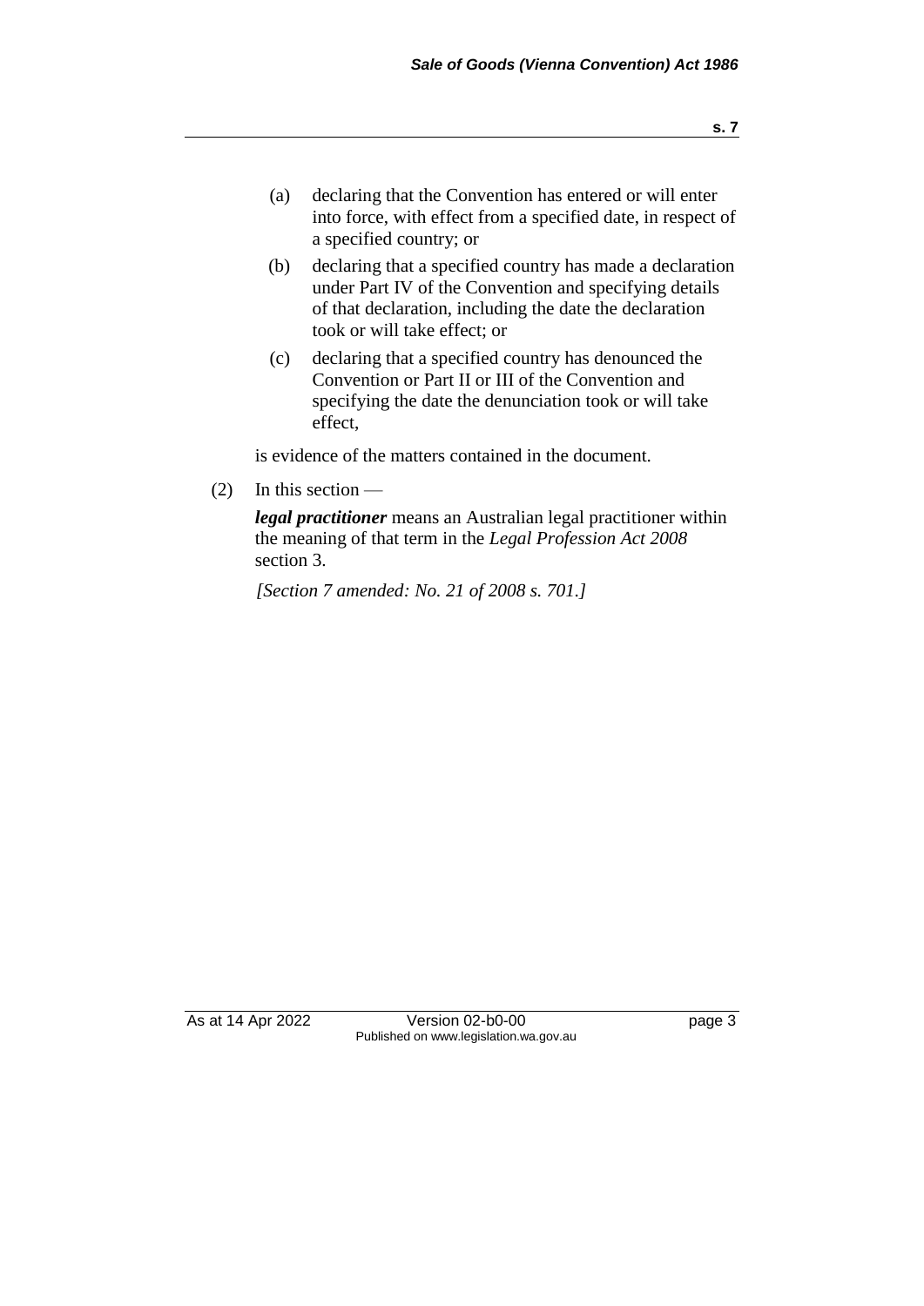(a) declaring that the Convention has entered or will enter into force, with effect from a specified date, in respect of a specified country; or

(b) declaring that a specified country has made a declaration under Part IV of the Convention and specifying details of that declaration, including the date the declaration took or will take effect; or

(c) declaring that a specified country has denounced the Convention or Part II or III of the Convention and specifying the date the denunciation took or will take effect,

is evidence of the matters contained in the document.

(2) In this section —

***legal practitioner*** means an Australian legal practitioner within the meaning of that term in the *Legal Profession Act 2008* section 3.

*[Section 7 amended: No. 21 of 2008 s. 701.]*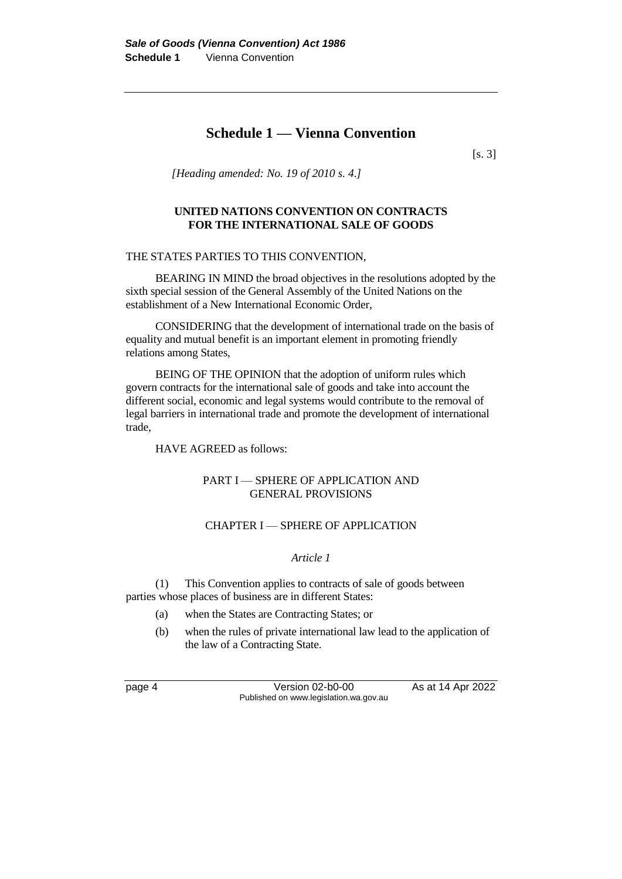# Schedule 1 — Vienna Convention

[s. 3]

*[Heading amended: No. 19 of 2010 s. 4.]*

**UNITED NATIONS CONVENTION ON CONTRACTS FOR THE INTERNATIONAL SALE OF GOODS**

THE STATES PARTIES TO THIS CONVENTION,

BEARING IN MIND the broad objectives in the resolutions adopted by the sixth special session of the General Assembly of the United Nations on the establishment of a New International Economic Order,

CONSIDERING that the development of international trade on the basis of equality and mutual benefit is an important element in promoting friendly relations among States,

BEING OF THE OPINION that the adoption of uniform rules which govern contracts for the international sale of goods and take into account the different social, economic and legal systems would contribute to the removal of legal barriers in international trade and promote the development of international trade,

HAVE AGREED as follows:

PART I — SPHERE OF APPLICATION AND GENERAL PROVISIONS

CHAPTER I — SPHERE OF APPLICATION

*Article 1*

(1) This Convention applies to contracts of sale of goods between parties whose places of business are in different States:

(a) when the States are Contracting States; or

(b) when the rules of private international law lead to the application of the law of a Contracting State.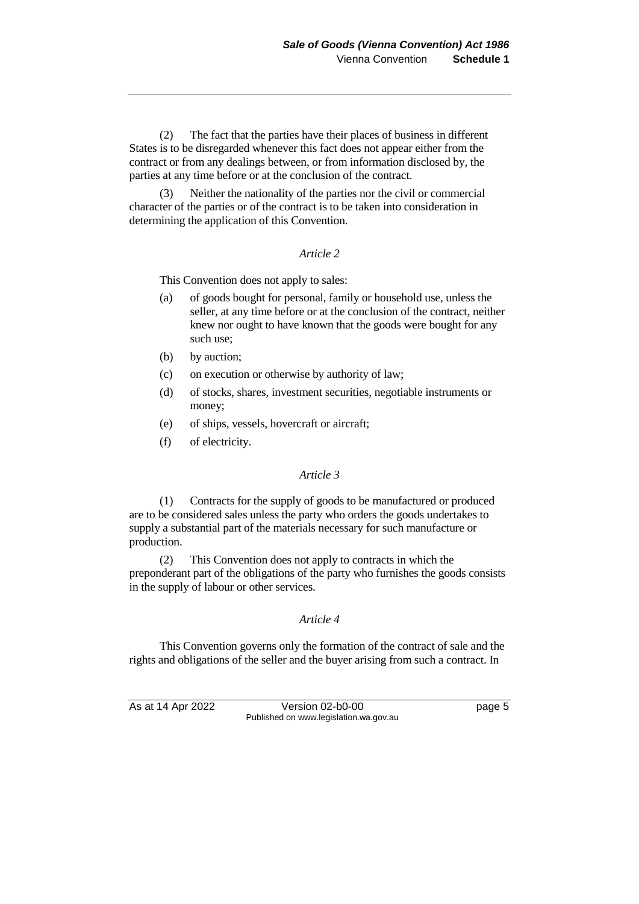(2) The fact that the parties have their places of business in different States is to be disregarded whenever this fact does not appear either from the contract or from any dealings between, or from information disclosed by, the parties at any time before or at the conclusion of the contract.

(3) Neither the nationality of the parties nor the civil or commercial character of the parties or of the contract is to be taken into consideration in determining the application of this Convention.

*Article 2*

This Convention does not apply to sales:

(a) of goods bought for personal, family or household use, unless the seller, at any time before or at the conclusion of the contract, neither knew nor ought to have known that the goods were bought for any such use;

(b) by auction;

(c) on execution or otherwise by authority of law;

(d) of stocks, shares, investment securities, negotiable instruments or money;

(e) of ships, vessels, hovercraft or aircraft;

(f) of electricity.

*Article 3*

(1) Contracts for the supply of goods to be manufactured or produced are to be considered sales unless the party who orders the goods undertakes to supply a substantial part of the materials necessary for such manufacture or production.

(2) This Convention does not apply to contracts in which the preponderant part of the obligations of the party who furnishes the goods consists in the supply of labour or other services.

*Article 4*

This Convention governs only the formation of the contract of sale and the rights and obligations of the seller and the buyer arising from such a contract. In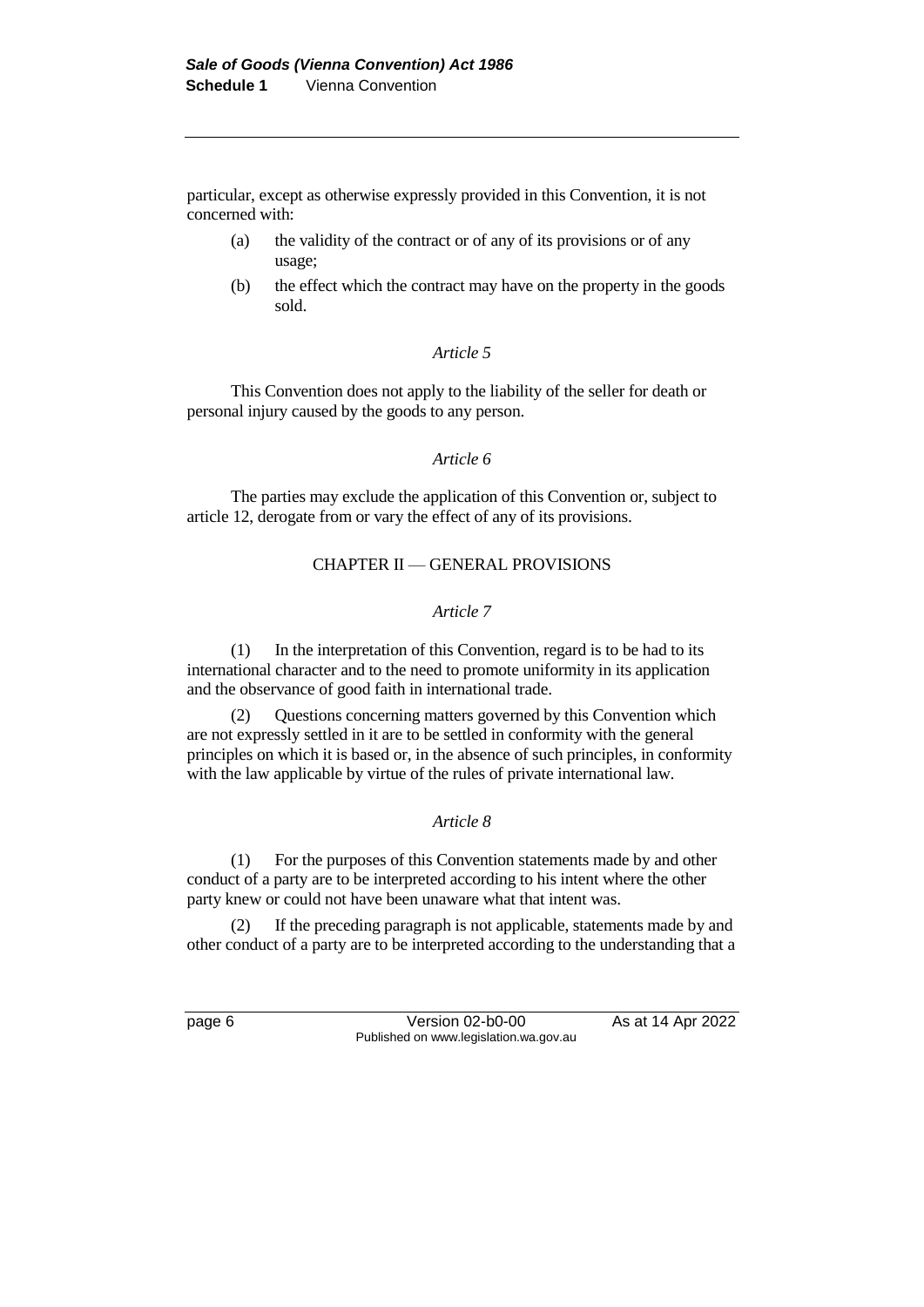particular, except as otherwise expressly provided in this Convention, it is not concerned with:

(a) the validity of the contract or of any of its provisions or of any usage;

(b) the effect which the contract may have on the property in the goods sold.

*Article 5*

This Convention does not apply to the liability of the seller for death or personal injury caused by the goods to any person.

*Article 6*

The parties may exclude the application of this Convention or, subject to article 12, derogate from or vary the effect of any of its provisions.

## CHAPTER II — GENERAL PROVISIONS

*Article 7*

(1) In the interpretation of this Convention, regard is to be had to its international character and to the need to promote uniformity in its application and the observance of good faith in international trade.

(2) Questions concerning matters governed by this Convention which are not expressly settled in it are to be settled in conformity with the general principles on which it is based or, in the absence of such principles, in conformity with the law applicable by virtue of the rules of private international law.

*Article 8*

(1) For the purposes of this Convention statements made by and other conduct of a party are to be interpreted according to his intent where the other party knew or could not have been unaware what that intent was.

(2) If the preceding paragraph is not applicable, statements made by and other conduct of a party are to be interpreted according to the understanding that a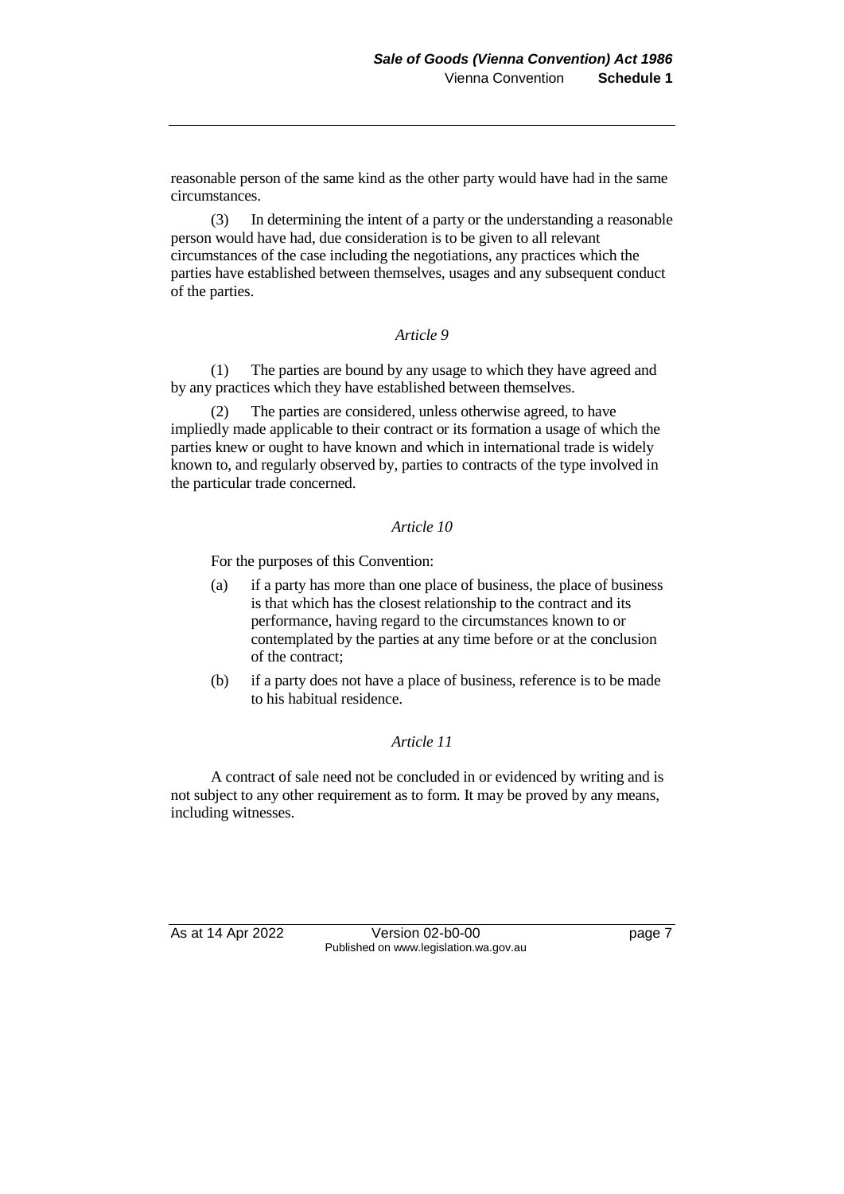reasonable person of the same kind as the other party would have had in the same circumstances.

(3) In determining the intent of a party or the understanding a reasonable person would have had, due consideration is to be given to all relevant circumstances of the case including the negotiations, any practices which the parties have established between themselves, usages and any subsequent conduct of the parties.

*Article 9*

(1) The parties are bound by any usage to which they have agreed and by any practices which they have established between themselves.

(2) The parties are considered, unless otherwise agreed, to have impliedly made applicable to their contract or its formation a usage of which the parties knew or ought to have known and which in international trade is widely known to, and regularly observed by, parties to contracts of the type involved in the particular trade concerned.

*Article 10*

For the purposes of this Convention:

(a) if a party has more than one place of business, the place of business is that which has the closest relationship to the contract and its performance, having regard to the circumstances known to or contemplated by the parties at any time before or at the conclusion of the contract;

(b) if a party does not have a place of business, reference is to be made to his habitual residence.

*Article 11*

A contract of sale need not be concluded in or evidenced by writing and is not subject to any other requirement as to form. It may be proved by any means, including witnesses.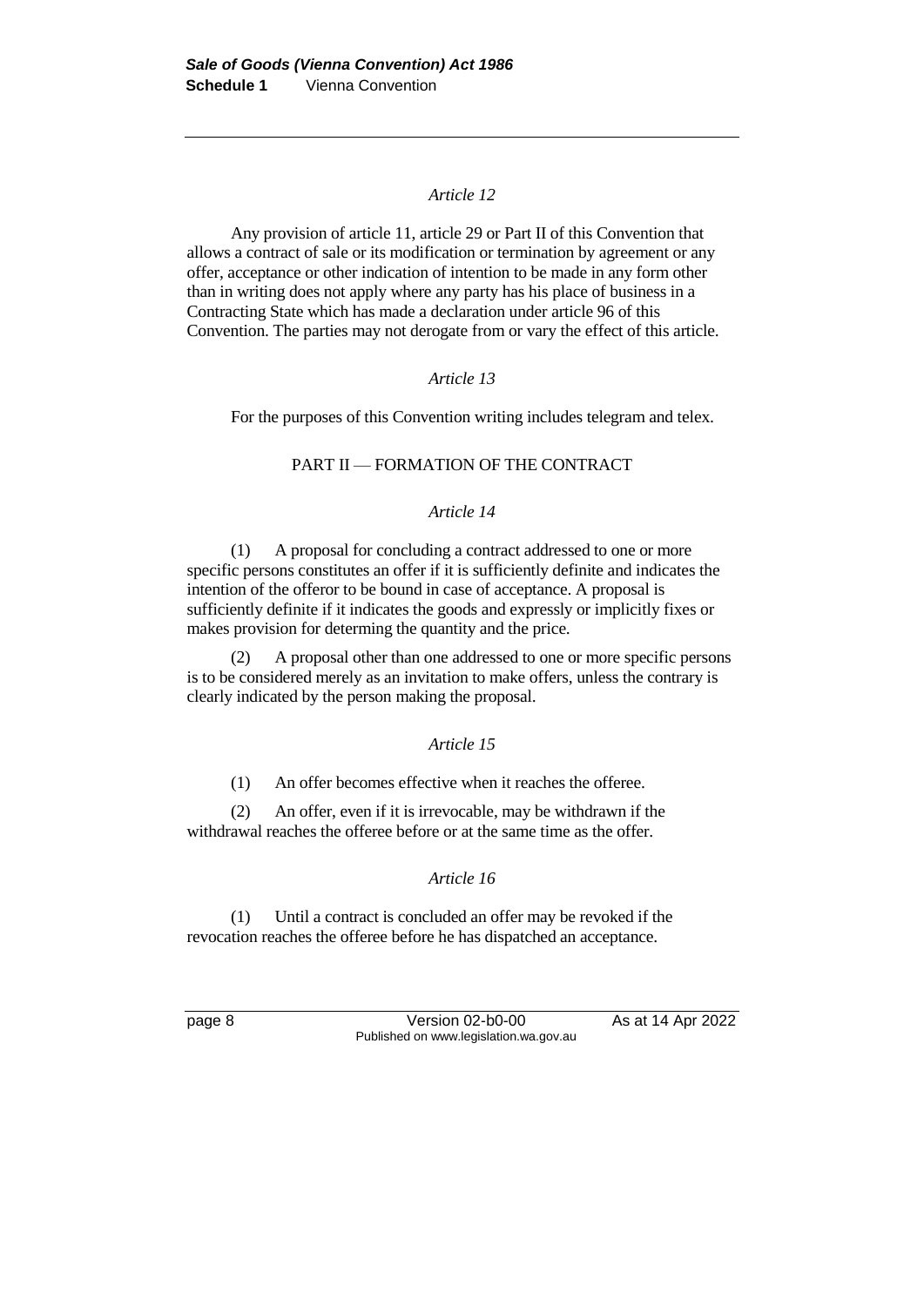*Article 12*

Any provision of article 11, article 29 or Part II of this Convention that allows a contract of sale or its modification or termination by agreement or any offer, acceptance or other indication of intention to be made in any form other than in writing does not apply where any party has his place of business in a Contracting State which has made a declaration under article 96 of this Convention. The parties may not derogate from or vary the effect of this article.

*Article 13*

For the purposes of this Convention writing includes telegram and telex.

PART II — FORMATION OF THE CONTRACT

*Article 14*

(1) A proposal for concluding a contract addressed to one or more specific persons constitutes an offer if it is sufficiently definite and indicates the intention of the offeror to be bound in case of acceptance. A proposal is sufficiently definite if it indicates the goods and expressly or implicitly fixes or makes provision for determing the quantity and the price.

(2) A proposal other than one addressed to one or more specific persons is to be considered merely as an invitation to make offers, unless the contrary is clearly indicated by the person making the proposal.

*Article 15*

(1) An offer becomes effective when it reaches the offeree.

(2) An offer, even if it is irrevocable, may be withdrawn if the withdrawal reaches the offeree before or at the same time as the offer.

*Article 16*

(1) Until a contract is concluded an offer may be revoked if the revocation reaches the offeree before he has dispatched an acceptance.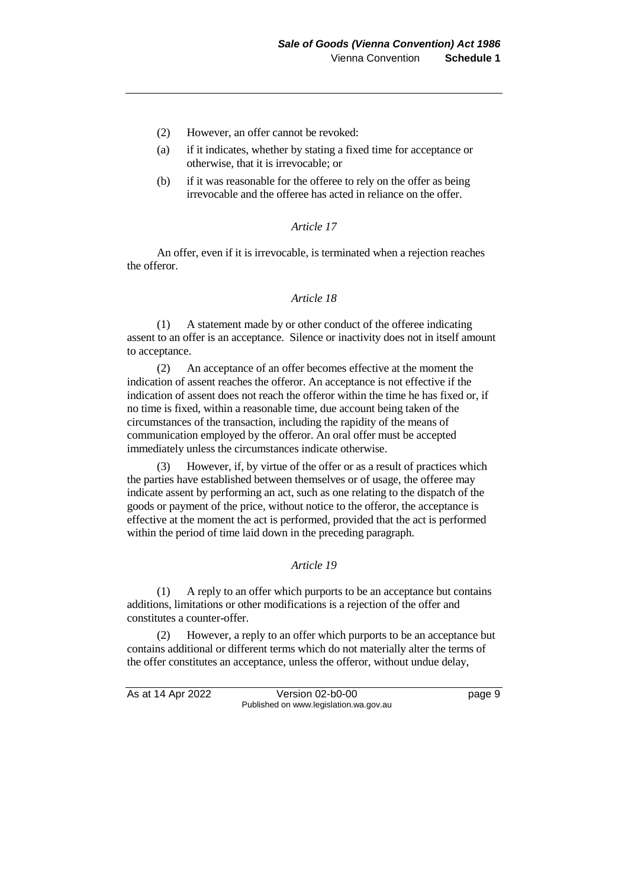(2) However, an offer cannot be revoked:

(a) if it indicates, whether by stating a fixed time for acceptance or otherwise, that it is irrevocable; or

(b) if it was reasonable for the offeree to rely on the offer as being irrevocable and the offeree has acted in reliance on the offer.

*Article 17*

An offer, even if it is irrevocable, is terminated when a rejection reaches the offeror.

*Article 18*

(1) A statement made by or other conduct of the offeree indicating assent to an offer is an acceptance. Silence or inactivity does not in itself amount to acceptance.

(2) An acceptance of an offer becomes effective at the moment the indication of assent reaches the offeror. An acceptance is not effective if the indication of assent does not reach the offeror within the time he has fixed or, if no time is fixed, within a reasonable time, due account being taken of the circumstances of the transaction, including the rapidity of the means of communication employed by the offeror. An oral offer must be accepted immediately unless the circumstances indicate otherwise.

(3) However, if, by virtue of the offer or as a result of practices which the parties have established between themselves or of usage, the offeree may indicate assent by performing an act, such as one relating to the dispatch of the goods or payment of the price, without notice to the offeror, the acceptance is effective at the moment the act is performed, provided that the act is performed within the period of time laid down in the preceding paragraph.

*Article 19*

(1) A reply to an offer which purports to be an acceptance but contains additions, limitations or other modifications is a rejection of the offer and constitutes a counter-offer.

(2) However, a reply to an offer which purports to be an acceptance but contains additional or different terms which do not materially alter the terms of the offer constitutes an acceptance, unless the offeror, without undue delay,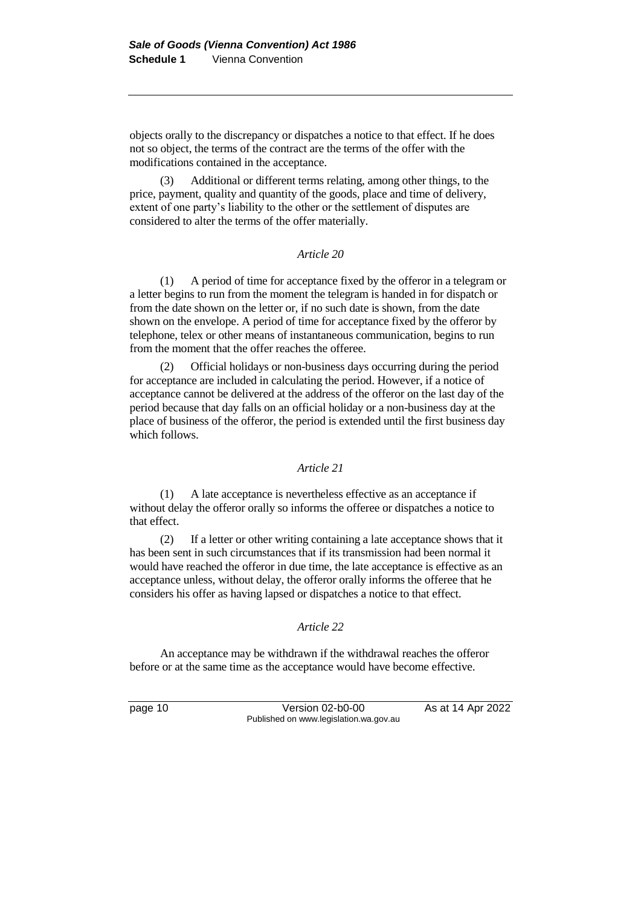objects orally to the discrepancy or dispatches a notice to that effect. If he does not so object, the terms of the contract are the terms of the offer with the modifications contained in the acceptance.

(3) Additional or different terms relating, among other things, to the price, payment, quality and quantity of the goods, place and time of delivery, extent of one party's liability to the other or the settlement of disputes are considered to alter the terms of the offer materially.

*Article 20*

(1) A period of time for acceptance fixed by the offeror in a telegram or a letter begins to run from the moment the telegram is handed in for dispatch or from the date shown on the letter or, if no such date is shown, from the date shown on the envelope. A period of time for acceptance fixed by the offeror by telephone, telex or other means of instantaneous communication, begins to run from the moment that the offer reaches the offeree.

(2) Official holidays or non-business days occurring during the period for acceptance are included in calculating the period. However, if a notice of acceptance cannot be delivered at the address of the offeror on the last day of the period because that day falls on an official holiday or a non-business day at the place of business of the offeror, the period is extended until the first business day which follows.

*Article 21*

(1) A late acceptance is nevertheless effective as an acceptance if without delay the offeror orally so informs the offeree or dispatches a notice to that effect.

(2) If a letter or other writing containing a late acceptance shows that it has been sent in such circumstances that if its transmission had been normal it would have reached the offeror in due time, the late acceptance is effective as an acceptance unless, without delay, the offeror orally informs the offeree that he considers his offer as having lapsed or dispatches a notice to that effect.

*Article 22*

An acceptance may be withdrawn if the withdrawal reaches the offeror before or at the same time as the acceptance would have become effective.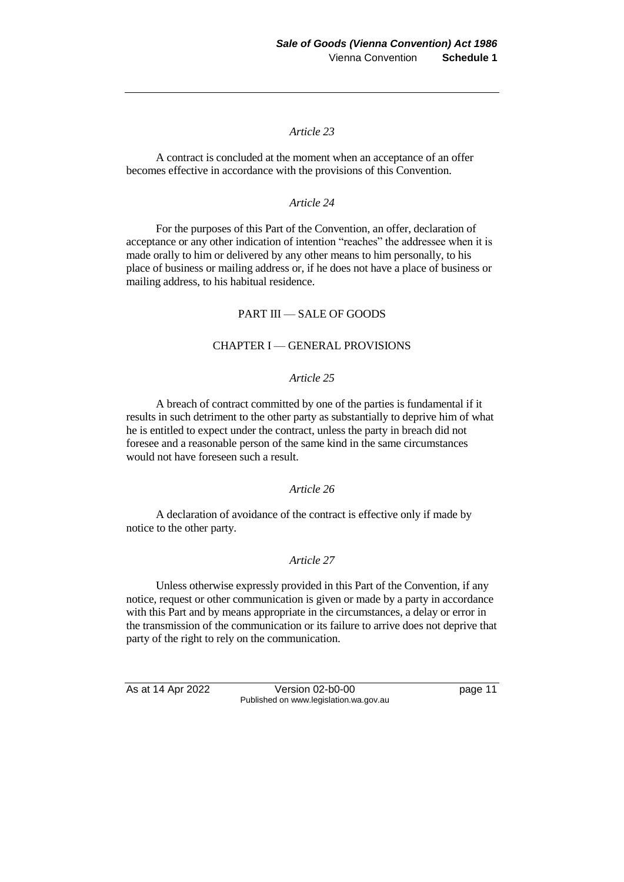*Article 23*

A contract is concluded at the moment when an acceptance of an offer becomes effective in accordance with the provisions of this Convention.

*Article 24*

For the purposes of this Part of the Convention, an offer, declaration of acceptance or any other indication of intention "reaches" the addressee when it is made orally to him or delivered by any other means to him personally, to his place of business or mailing address or, if he does not have a place of business or mailing address, to his habitual residence.

## PART III — SALE OF GOODS

### CHAPTER I — GENERAL PROVISIONS

*Article 25*

A breach of contract committed by one of the parties is fundamental if it results in such detriment to the other party as substantially to deprive him of what he is entitled to expect under the contract, unless the party in breach did not foresee and a reasonable person of the same kind in the same circumstances would not have foreseen such a result.

*Article 26*

A declaration of avoidance of the contract is effective only if made by notice to the other party.

*Article 27*

Unless otherwise expressly provided in this Part of the Convention, if any notice, request or other communication is given or made by a party in accordance with this Part and by means appropriate in the circumstances, a delay or error in the transmission of the communication or its failure to arrive does not deprive that party of the right to rely on the communication.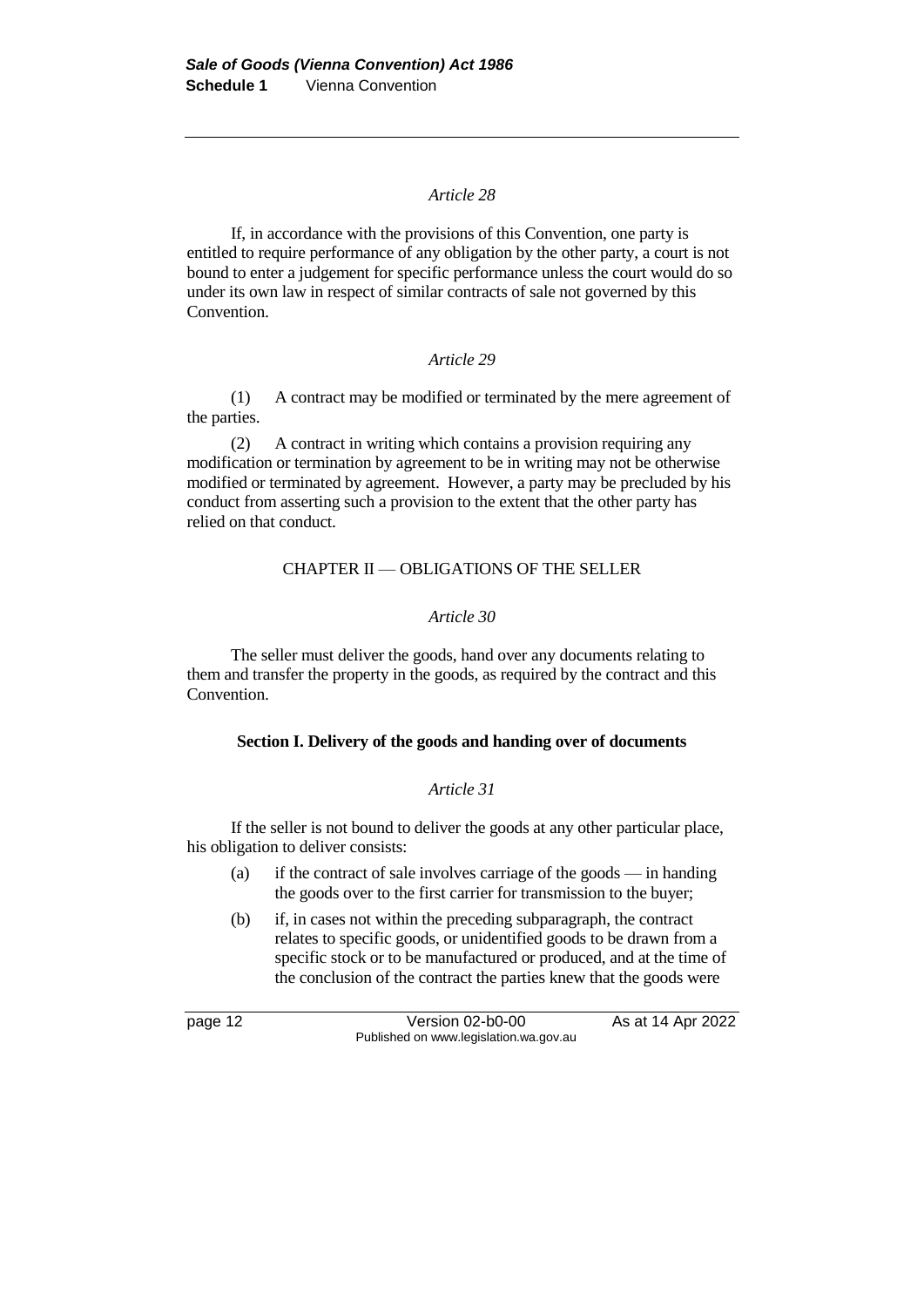*Article 28*

If, in accordance with the provisions of this Convention, one party is entitled to require performance of any obligation by the other party, a court is not bound to enter a judgement for specific performance unless the court would do so under its own law in respect of similar contracts of sale not governed by this Convention.

*Article 29*

(1) A contract may be modified or terminated by the mere agreement of the parties.

(2) A contract in writing which contains a provision requiring any modification or termination by agreement to be in writing may not be otherwise modified or terminated by agreement. However, a party may be precluded by his conduct from asserting such a provision to the extent that the other party has relied on that conduct.

## CHAPTER II — OBLIGATIONS OF THE SELLER

*Article 30*

The seller must deliver the goods, hand over any documents relating to them and transfer the property in the goods, as required by the contract and this Convention.

### Section I. Delivery of the goods and handing over of documents

*Article 31*

If the seller is not bound to deliver the goods at any other particular place, his obligation to deliver consists:

(a) if the contract of sale involves carriage of the goods — in handing the goods over to the first carrier for transmission to the buyer;

(b) if, in cases not within the preceding subparagraph, the contract relates to specific goods, or unidentified goods to be drawn from a specific stock or to be manufactured or produced, and at the time of the conclusion of the contract the parties knew that the goods were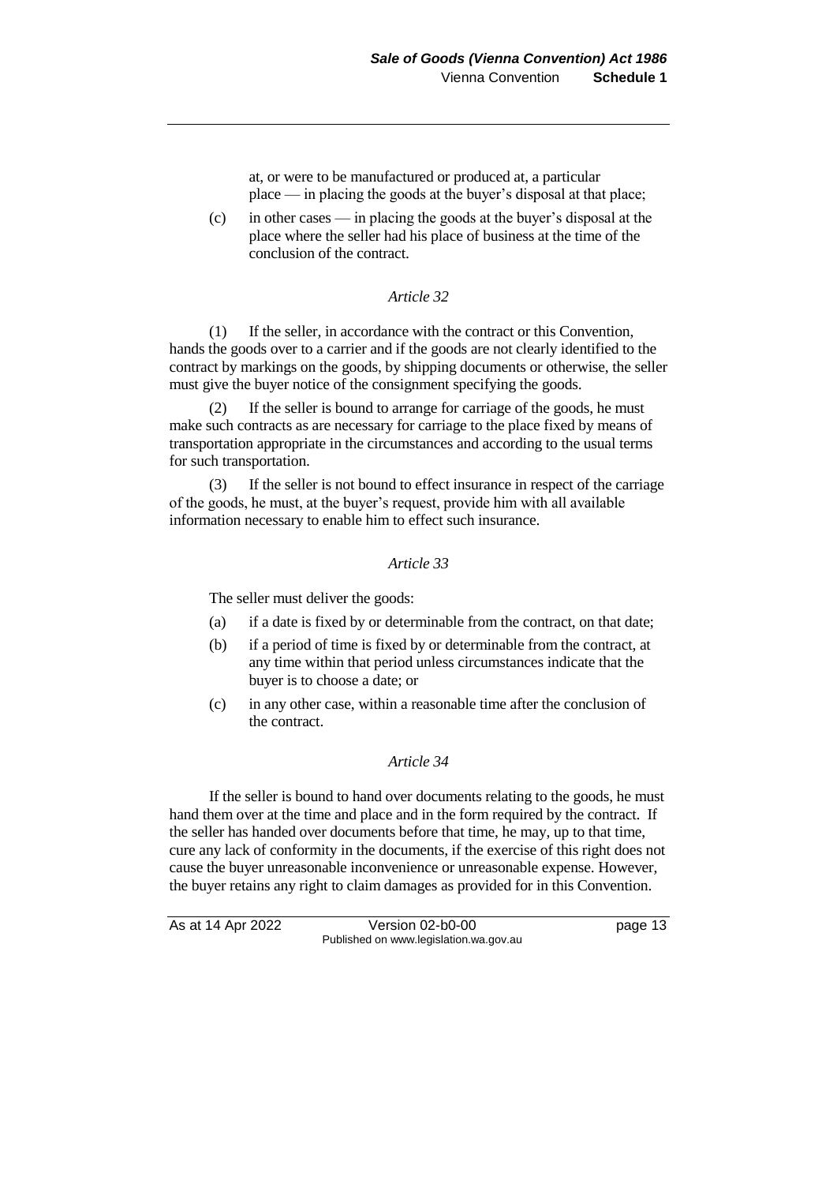at, or were to be manufactured or produced at, a particular place — in placing the goods at the buyer's disposal at that place;

(c) in other cases — in placing the goods at the buyer's disposal at the place where the seller had his place of business at the time of the conclusion of the contract.

*Article 32*

(1) If the seller, in accordance with the contract or this Convention, hands the goods over to a carrier and if the goods are not clearly identified to the contract by markings on the goods, by shipping documents or otherwise, the seller must give the buyer notice of the consignment specifying the goods.

(2) If the seller is bound to arrange for carriage of the goods, he must make such contracts as are necessary for carriage to the place fixed by means of transportation appropriate in the circumstances and according to the usual terms for such transportation.

(3) If the seller is not bound to effect insurance in respect of the carriage of the goods, he must, at the buyer's request, provide him with all available information necessary to enable him to effect such insurance.

*Article 33*

The seller must deliver the goods:

(a) if a date is fixed by or determinable from the contract, on that date;

(b) if a period of time is fixed by or determinable from the contract, at any time within that period unless circumstances indicate that the buyer is to choose a date; or

(c) in any other case, within a reasonable time after the conclusion of the contract.

*Article 34*

If the seller is bound to hand over documents relating to the goods, he must hand them over at the time and place and in the form required by the contract. If the seller has handed over documents before that time, he may, up to that time, cure any lack of conformity in the documents, if the exercise of this right does not cause the buyer unreasonable inconvenience or unreasonable expense. However, the buyer retains any right to claim damages as provided for in this Convention.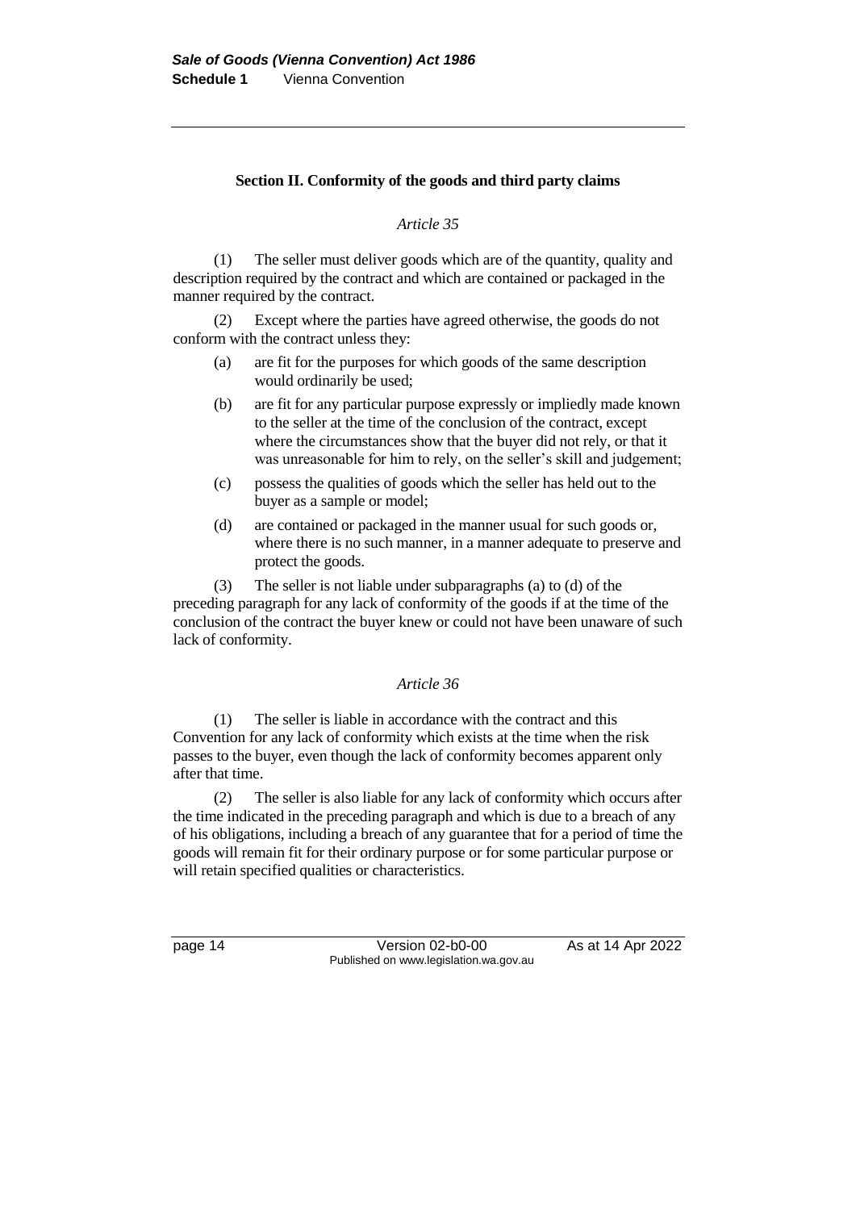## Section II. Conformity of the goods and third party claims

*Article 35*

(1) The seller must deliver goods which are of the quantity, quality and description required by the contract and which are contained or packaged in the manner required by the contract.

(2) Except where the parties have agreed otherwise, the goods do not conform with the contract unless they:

- (a) are fit for the purposes for which goods of the same description would ordinarily be used;
- (b) are fit for any particular purpose expressly or impliedly made known to the seller at the time of the conclusion of the contract, except where the circumstances show that the buyer did not rely, or that it was unreasonable for him to rely, on the seller's skill and judgement;
- (c) possess the qualities of goods which the seller has held out to the buyer as a sample or model;
- (d) are contained or packaged in the manner usual for such goods or, where there is no such manner, in a manner adequate to preserve and protect the goods.

(3) The seller is not liable under subparagraphs (a) to (d) of the preceding paragraph for any lack of conformity of the goods if at the time of the conclusion of the contract the buyer knew or could not have been unaware of such lack of conformity.

*Article 36*

(1) The seller is liable in accordance with the contract and this Convention for any lack of conformity which exists at the time when the risk passes to the buyer, even though the lack of conformity becomes apparent only after that time.

(2) The seller is also liable for any lack of conformity which occurs after the time indicated in the preceding paragraph and which is due to a breach of any of his obligations, including a breach of any guarantee that for a period of time the goods will remain fit for their ordinary purpose or for some particular purpose or will retain specified qualities or characteristics.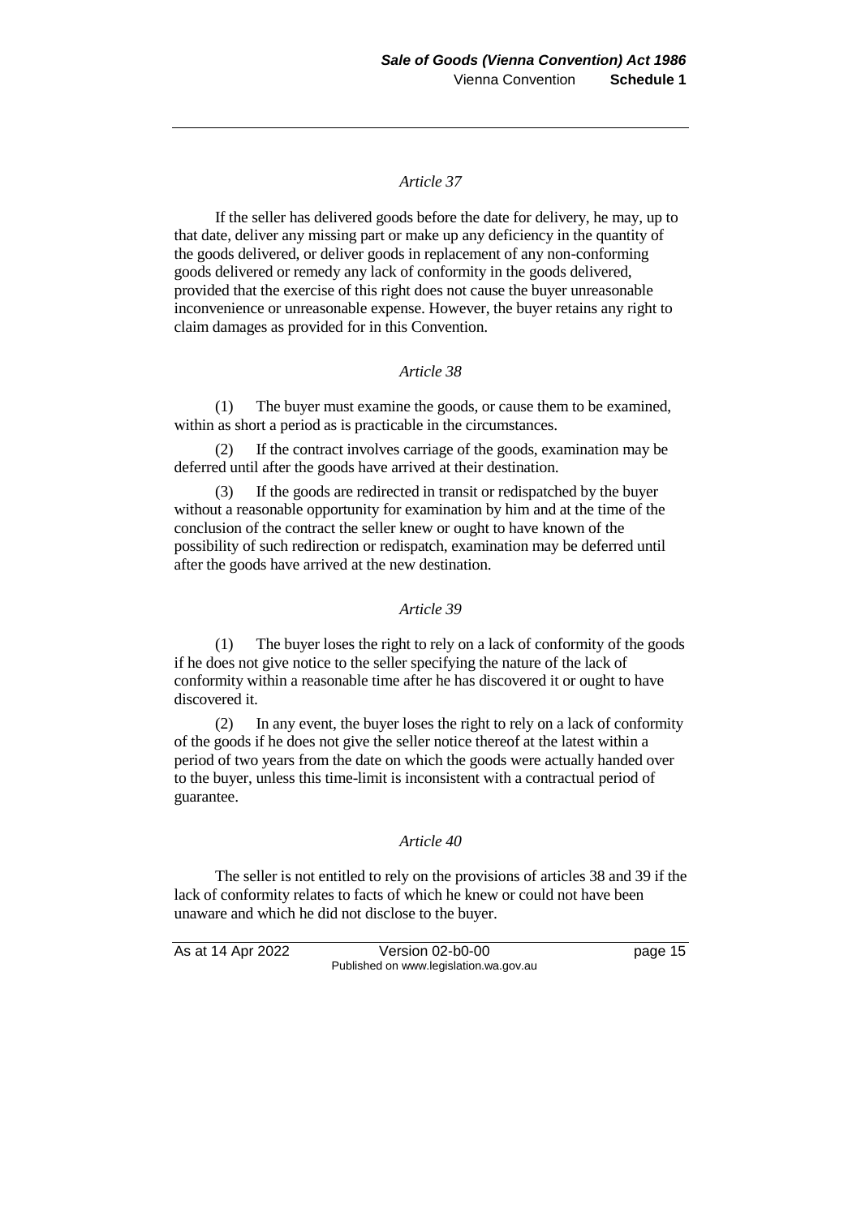### *Article 37*

If the seller has delivered goods before the date for delivery, he may, up to that date, deliver any missing part or make up any deficiency in the quantity of the goods delivered, or deliver goods in replacement of any non-conforming goods delivered or remedy any lack of conformity in the goods delivered, provided that the exercise of this right does not cause the buyer unreasonable inconvenience or unreasonable expense. However, the buyer retains any right to claim damages as provided for in this Convention.

### *Article 38*

(1) The buyer must examine the goods, or cause them to be examined, within as short a period as is practicable in the circumstances.

(2) If the contract involves carriage of the goods, examination may be deferred until after the goods have arrived at their destination.

(3) If the goods are redirected in transit or redispatched by the buyer without a reasonable opportunity for examination by him and at the time of the conclusion of the contract the seller knew or ought to have known of the possibility of such redirection or redispatch, examination may be deferred until after the goods have arrived at the new destination.

### *Article 39*

(1) The buyer loses the right to rely on a lack of conformity of the goods if he does not give notice to the seller specifying the nature of the lack of conformity within a reasonable time after he has discovered it or ought to have discovered it.

(2) In any event, the buyer loses the right to rely on a lack of conformity of the goods if he does not give the seller notice thereof at the latest within a period of two years from the date on which the goods were actually handed over to the buyer, unless this time-limit is inconsistent with a contractual period of guarantee.

### *Article 40*

The seller is not entitled to rely on the provisions of articles 38 and 39 if the lack of conformity relates to facts of which he knew or could not have been unaware and which he did not disclose to the buyer.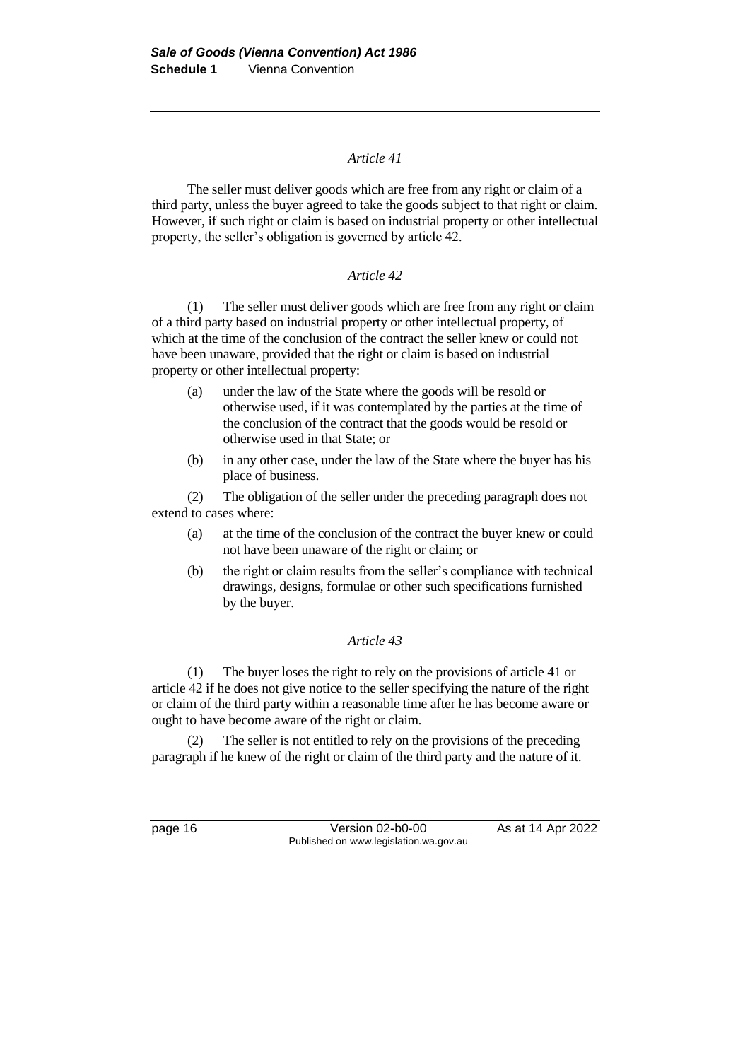### *Article 41*

The seller must deliver goods which are free from any right or claim of a third party, unless the buyer agreed to take the goods subject to that right or claim. However, if such right or claim is based on industrial property or other intellectual property, the seller's obligation is governed by article 42.

### *Article 42*

(1) The seller must deliver goods which are free from any right or claim of a third party based on industrial property or other intellectual property, of which at the time of the conclusion of the contract the seller knew or could not have been unaware, provided that the right or claim is based on industrial property or other intellectual property:

- (a) under the law of the State where the goods will be resold or otherwise used, if it was contemplated by the parties at the time of the conclusion of the contract that the goods would be resold or otherwise used in that State; or
- (b) in any other case, under the law of the State where the buyer has his place of business.

(2) The obligation of the seller under the preceding paragraph does not extend to cases where:

- (a) at the time of the conclusion of the contract the buyer knew or could not have been unaware of the right or claim; or
- (b) the right or claim results from the seller's compliance with technical drawings, designs, formulae or other such specifications furnished by the buyer.

### *Article 43*

(1) The buyer loses the right to rely on the provisions of article 41 or article 42 if he does not give notice to the seller specifying the nature of the right or claim of the third party within a reasonable time after he has become aware or ought to have become aware of the right or claim.

(2) The seller is not entitled to rely on the provisions of the preceding paragraph if he knew of the right or claim of the third party and the nature of it.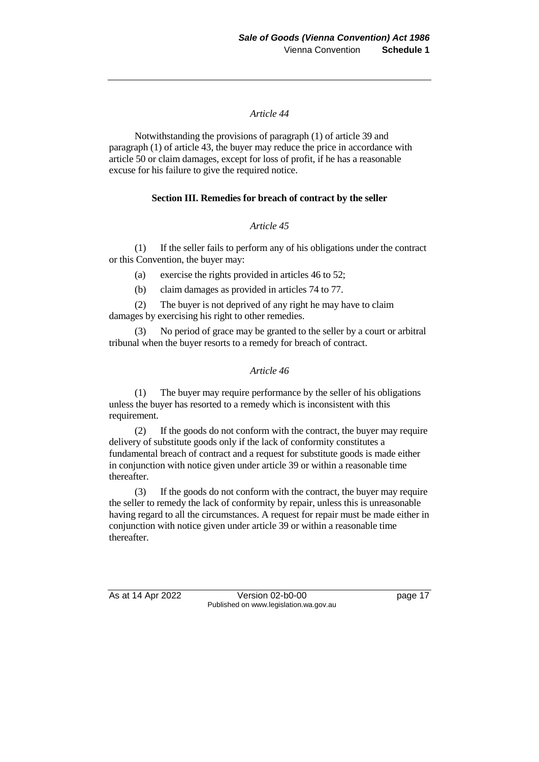*Article 44*

Notwithstanding the provisions of paragraph (1) of article 39 and paragraph (1) of article 43, the buyer may reduce the price in accordance with article 50 or claim damages, except for loss of profit, if he has a reasonable excuse for his failure to give the required notice.

**Section III. Remedies for breach of contract by the seller**

*Article 45*

(1) If the seller fails to perform any of his obligations under the contract or this Convention, the buyer may:

(a) exercise the rights provided in articles 46 to 52;

(b) claim damages as provided in articles 74 to 77.

(2) The buyer is not deprived of any right he may have to claim damages by exercising his right to other remedies.

(3) No period of grace may be granted to the seller by a court or arbitral tribunal when the buyer resorts to a remedy for breach of contract.

*Article 46*

(1) The buyer may require performance by the seller of his obligations unless the buyer has resorted to a remedy which is inconsistent with this requirement.

(2) If the goods do not conform with the contract, the buyer may require delivery of substitute goods only if the lack of conformity constitutes a fundamental breach of contract and a request for substitute goods is made either in conjunction with notice given under article 39 or within a reasonable time thereafter.

(3) If the goods do not conform with the contract, the buyer may require the seller to remedy the lack of conformity by repair, unless this is unreasonable having regard to all the circumstances. A request for repair must be made either in conjunction with notice given under article 39 or within a reasonable time thereafter.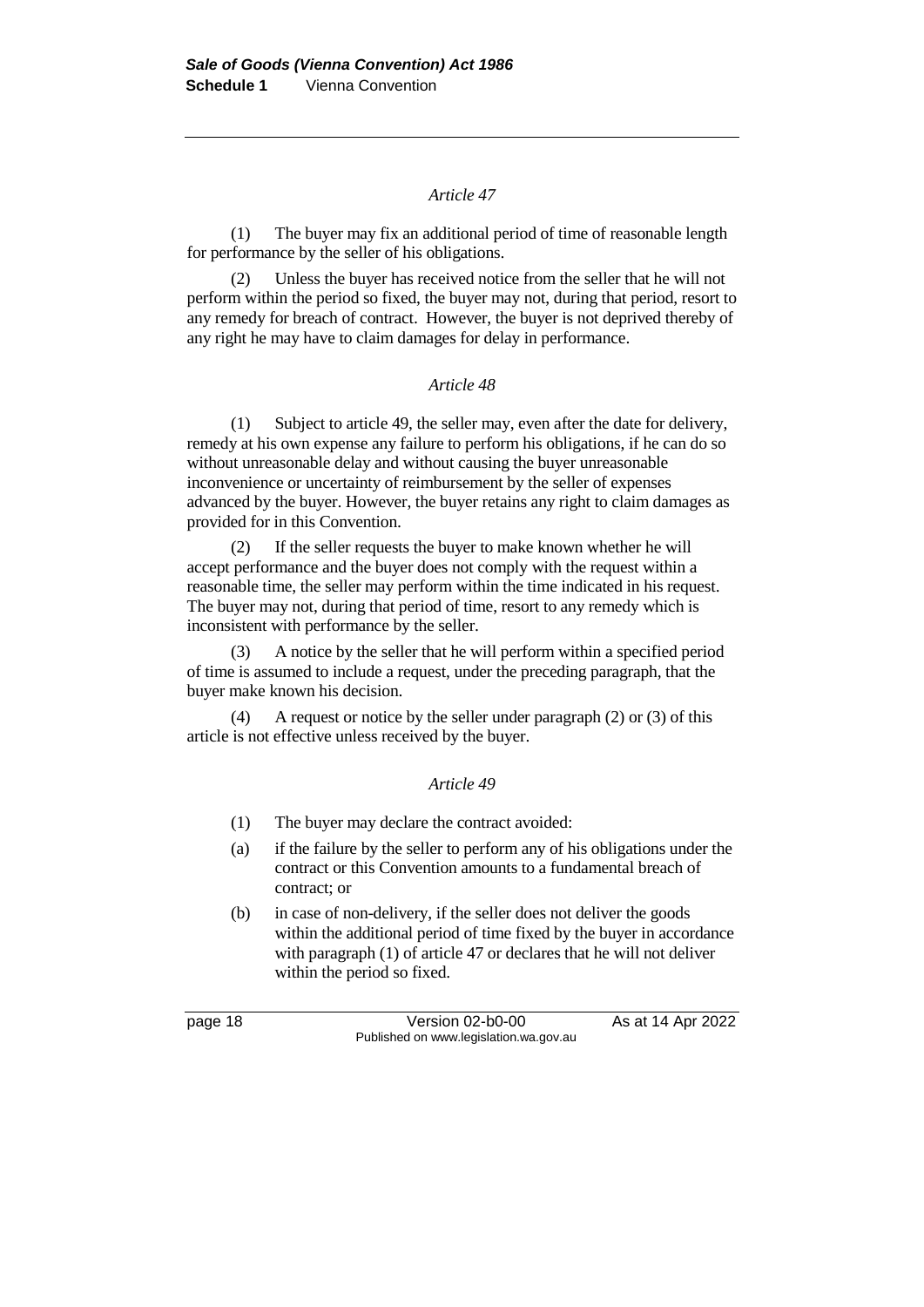*Article 47*

(1) The buyer may fix an additional period of time of reasonable length for performance by the seller of his obligations.

(2) Unless the buyer has received notice from the seller that he will not perform within the period so fixed, the buyer may not, during that period, resort to any remedy for breach of contract. However, the buyer is not deprived thereby of any right he may have to claim damages for delay in performance.

*Article 48*

(1) Subject to article 49, the seller may, even after the date for delivery, remedy at his own expense any failure to perform his obligations, if he can do so without unreasonable delay and without causing the buyer unreasonable inconvenience or uncertainty of reimbursement by the seller of expenses advanced by the buyer. However, the buyer retains any right to claim damages as provided for in this Convention.

(2) If the seller requests the buyer to make known whether he will accept performance and the buyer does not comply with the request within a reasonable time, the seller may perform within the time indicated in his request. The buyer may not, during that period of time, resort to any remedy which is inconsistent with performance by the seller.

(3) A notice by the seller that he will perform within a specified period of time is assumed to include a request, under the preceding paragraph, that the buyer make known his decision.

(4) A request or notice by the seller under paragraph (2) or (3) of this article is not effective unless received by the buyer.

*Article 49*

(1) The buyer may declare the contract avoided:

(a) if the failure by the seller to perform any of his obligations under the contract or this Convention amounts to a fundamental breach of contract; or

(b) in case of non-delivery, if the seller does not deliver the goods within the additional period of time fixed by the buyer in accordance with paragraph (1) of article 47 or declares that he will not deliver within the period so fixed.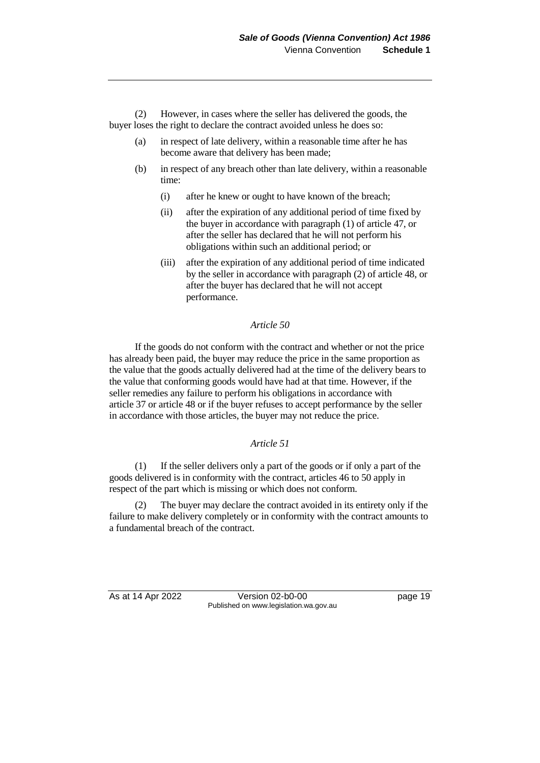(2) However, in cases where the seller has delivered the goods, the buyer loses the right to declare the contract avoided unless he does so:

(a) in respect of late delivery, within a reasonable time after he has become aware that delivery has been made;

(b) in respect of any breach other than late delivery, within a reasonable time:

(i) after he knew or ought to have known of the breach;

(ii) after the expiration of any additional period of time fixed by the buyer in accordance with paragraph (1) of article 47, or after the seller has declared that he will not perform his obligations within such an additional period; or

(iii) after the expiration of any additional period of time indicated by the seller in accordance with paragraph (2) of article 48, or after the buyer has declared that he will not accept performance.

*Article 50*

If the goods do not conform with the contract and whether or not the price has already been paid, the buyer may reduce the price in the same proportion as the value that the goods actually delivered had at the time of the delivery bears to the value that conforming goods would have had at that time. However, if the seller remedies any failure to perform his obligations in accordance with article 37 or article 48 or if the buyer refuses to accept performance by the seller in accordance with those articles, the buyer may not reduce the price.

*Article 51*

(1) If the seller delivers only a part of the goods or if only a part of the goods delivered is in conformity with the contract, articles 46 to 50 apply in respect of the part which is missing or which does not conform.

(2) The buyer may declare the contract avoided in its entirety only if the failure to make delivery completely or in conformity with the contract amounts to a fundamental breach of the contract.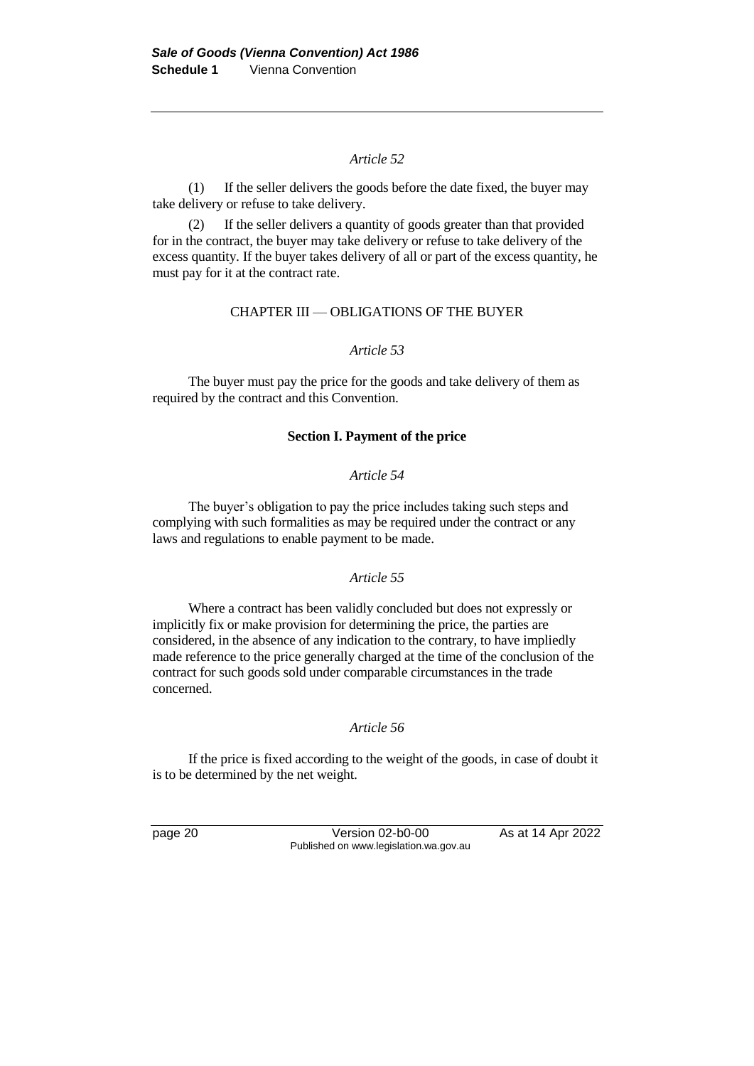*Article 52*

(1) If the seller delivers the goods before the date fixed, the buyer may take delivery or refuse to take delivery.

(2) If the seller delivers a quantity of goods greater than that provided for in the contract, the buyer may take delivery or refuse to take delivery of the excess quantity. If the buyer takes delivery of all or part of the excess quantity, he must pay for it at the contract rate.

CHAPTER III — OBLIGATIONS OF THE BUYER

*Article 53*

The buyer must pay the price for the goods and take delivery of them as required by the contract and this Convention.

**Section I. Payment of the price**

*Article 54*

The buyer's obligation to pay the price includes taking such steps and complying with such formalities as may be required under the contract or any laws and regulations to enable payment to be made.

*Article 55*

Where a contract has been validly concluded but does not expressly or implicitly fix or make provision for determining the price, the parties are considered, in the absence of any indication to the contrary, to have impliedly made reference to the price generally charged at the time of the conclusion of the contract for such goods sold under comparable circumstances in the trade concerned.

*Article 56*

If the price is fixed according to the weight of the goods, in case of doubt it is to be determined by the net weight.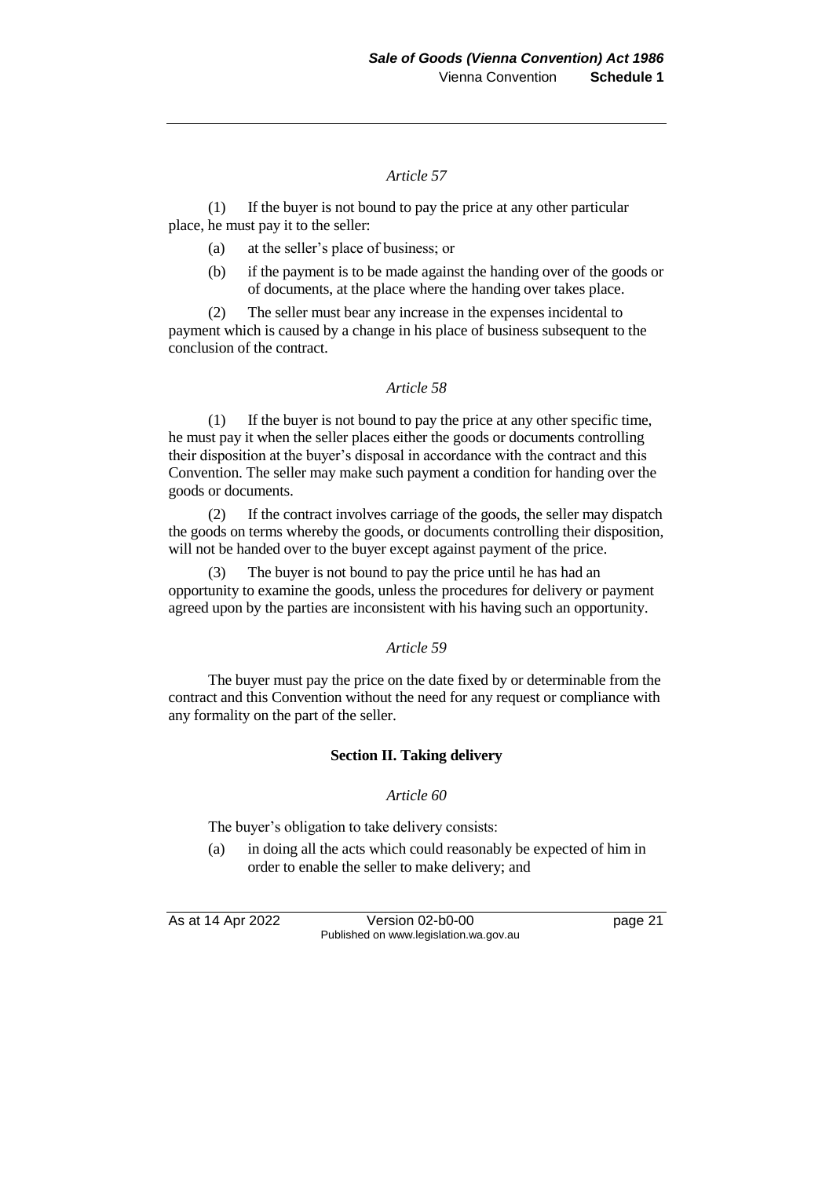*Article 57*

(1) If the buyer is not bound to pay the price at any other particular place, he must pay it to the seller:

(a) at the seller's place of business; or

(b) if the payment is to be made against the handing over of the goods or of documents, at the place where the handing over takes place.

(2) The seller must bear any increase in the expenses incidental to payment which is caused by a change in his place of business subsequent to the conclusion of the contract.

*Article 58*

(1) If the buyer is not bound to pay the price at any other specific time, he must pay it when the seller places either the goods or documents controlling their disposition at the buyer's disposal in accordance with the contract and this Convention. The seller may make such payment a condition for handing over the goods or documents.

(2) If the contract involves carriage of the goods, the seller may dispatch the goods on terms whereby the goods, or documents controlling their disposition, will not be handed over to the buyer except against payment of the price.

(3) The buyer is not bound to pay the price until he has had an opportunity to examine the goods, unless the procedures for delivery or payment agreed upon by the parties are inconsistent with his having such an opportunity.

*Article 59*

The buyer must pay the price on the date fixed by or determinable from the contract and this Convention without the need for any request or compliance with any formality on the part of the seller.

**Section II. Taking delivery**

*Article 60*

The buyer's obligation to take delivery consists:

(a) in doing all the acts which could reasonably be expected of him in order to enable the seller to make delivery; and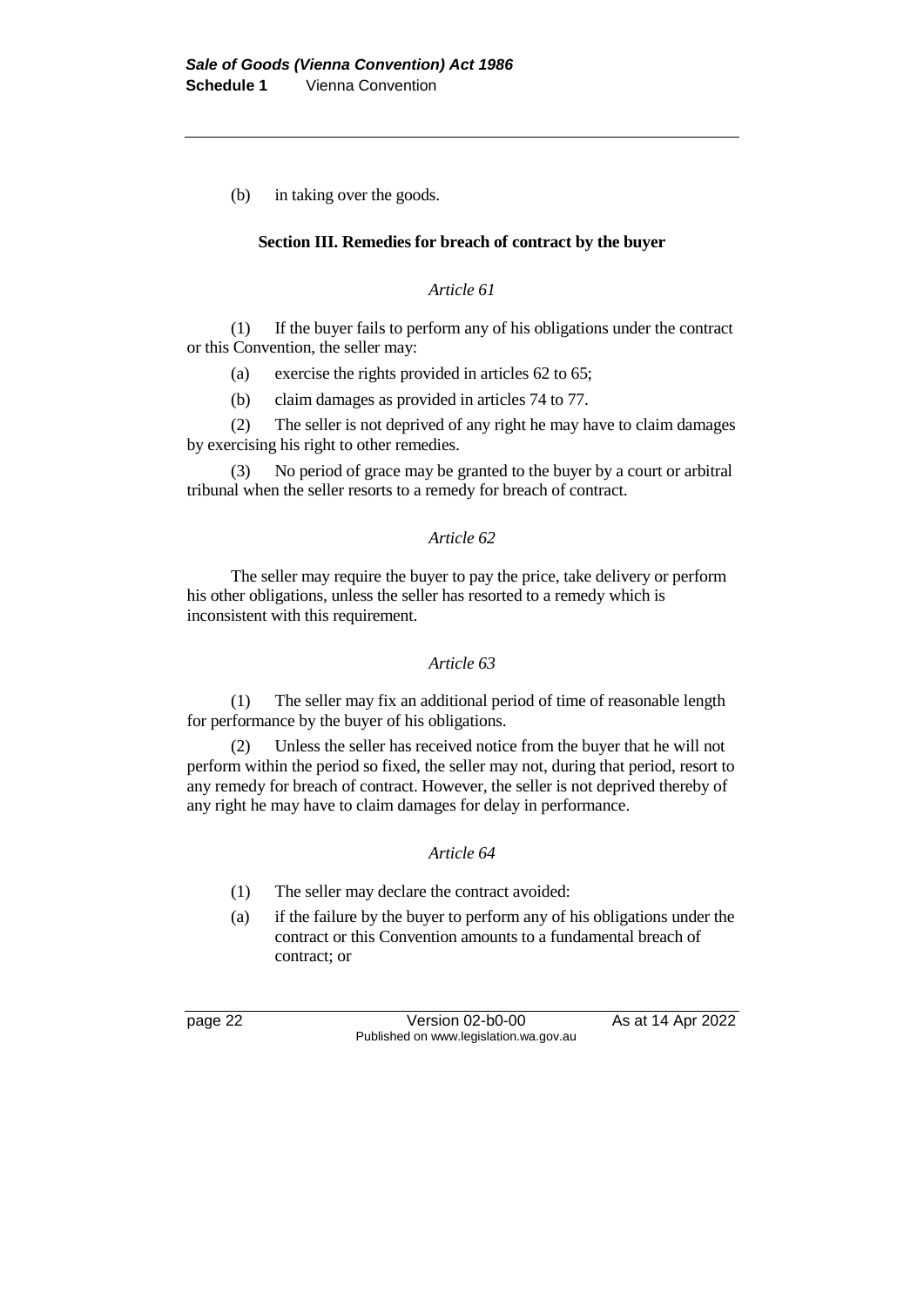(b) in taking over the goods.

### Section III. Remedies for breach of contract by the buyer

*Article 61*

(1) If the buyer fails to perform any of his obligations under the contract or this Convention, the seller may:

(a) exercise the rights provided in articles 62 to 65;

(b) claim damages as provided in articles 74 to 77.

(2) The seller is not deprived of any right he may have to claim damages by exercising his right to other remedies.

(3) No period of grace may be granted to the buyer by a court or arbitral tribunal when the seller resorts to a remedy for breach of contract.

*Article 62*

The seller may require the buyer to pay the price, take delivery or perform his other obligations, unless the seller has resorted to a remedy which is inconsistent with this requirement.

*Article 63*

(1) The seller may fix an additional period of time of reasonable length for performance by the buyer of his obligations.

(2) Unless the seller has received notice from the buyer that he will not perform within the period so fixed, the seller may not, during that period, resort to any remedy for breach of contract. However, the seller is not deprived thereby of any right he may have to claim damages for delay in performance.

*Article 64*

(1) The seller may declare the contract avoided:

(a) if the failure by the buyer to perform any of his obligations under the contract or this Convention amounts to a fundamental breach of contract; or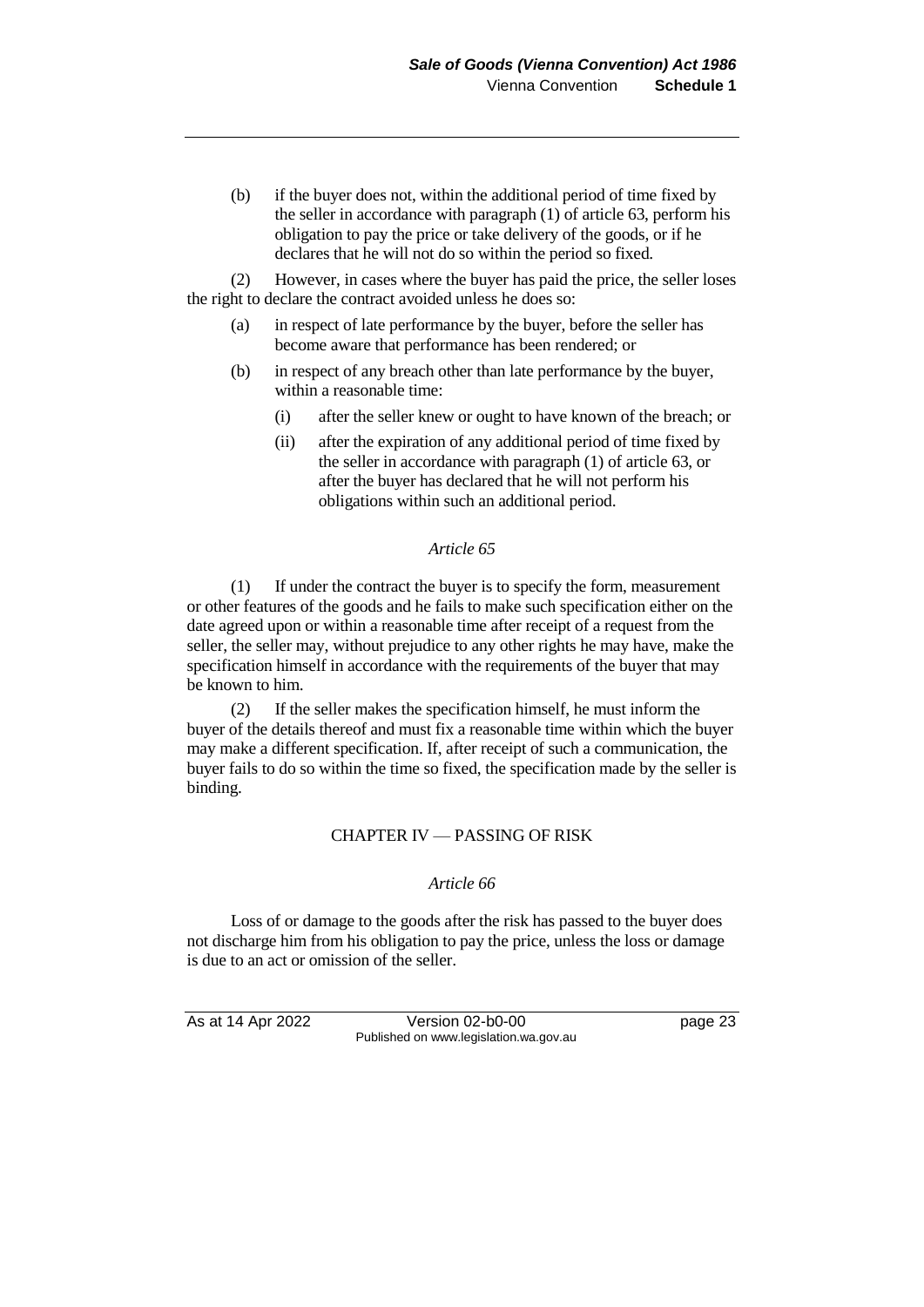(b) if the buyer does not, within the additional period of time fixed by the seller in accordance with paragraph (1) of article 63, perform his obligation to pay the price or take delivery of the goods, or if he declares that he will not do so within the period so fixed.

(2) However, in cases where the buyer has paid the price, the seller loses the right to declare the contract avoided unless he does so:

(a) in respect of late performance by the buyer, before the seller has become aware that performance has been rendered; or

(b) in respect of any breach other than late performance by the buyer, within a reasonable time:

(i) after the seller knew or ought to have known of the breach; or

(ii) after the expiration of any additional period of time fixed by the seller in accordance with paragraph (1) of article 63, or after the buyer has declared that he will not perform his obligations within such an additional period.

*Article 65*

(1) If under the contract the buyer is to specify the form, measurement or other features of the goods and he fails to make such specification either on the date agreed upon or within a reasonable time after receipt of a request from the seller, the seller may, without prejudice to any other rights he may have, make the specification himself in accordance with the requirements of the buyer that may be known to him.

(2) If the seller makes the specification himself, he must inform the buyer of the details thereof and must fix a reasonable time within which the buyer may make a different specification. If, after receipt of such a communication, the buyer fails to do so within the time so fixed, the specification made by the seller is binding.

## CHAPTER IV — PASSING OF RISK

*Article 66*

Loss of or damage to the goods after the risk has passed to the buyer does not discharge him from his obligation to pay the price, unless the loss or damage is due to an act or omission of the seller.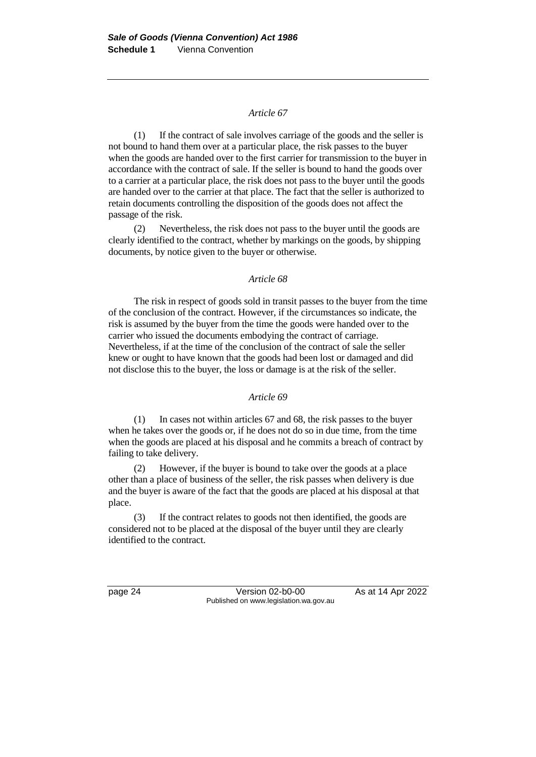*Article 67*

(1) If the contract of sale involves carriage of the goods and the seller is not bound to hand them over at a particular place, the risk passes to the buyer when the goods are handed over to the first carrier for transmission to the buyer in accordance with the contract of sale. If the seller is bound to hand the goods over to a carrier at a particular place, the risk does not pass to the buyer until the goods are handed over to the carrier at that place. The fact that the seller is authorized to retain documents controlling the disposition of the goods does not affect the passage of the risk.

(2) Nevertheless, the risk does not pass to the buyer until the goods are clearly identified to the contract, whether by markings on the goods, by shipping documents, by notice given to the buyer or otherwise.

*Article 68*

The risk in respect of goods sold in transit passes to the buyer from the time of the conclusion of the contract. However, if the circumstances so indicate, the risk is assumed by the buyer from the time the goods were handed over to the carrier who issued the documents embodying the contract of carriage. Nevertheless, if at the time of the conclusion of the contract of sale the seller knew or ought to have known that the goods had been lost or damaged and did not disclose this to the buyer, the loss or damage is at the risk of the seller.

*Article 69*

(1) In cases not within articles 67 and 68, the risk passes to the buyer when he takes over the goods or, if he does not do so in due time, from the time when the goods are placed at his disposal and he commits a breach of contract by failing to take delivery.

(2) However, if the buyer is bound to take over the goods at a place other than a place of business of the seller, the risk passes when delivery is due and the buyer is aware of the fact that the goods are placed at his disposal at that place.

(3) If the contract relates to goods not then identified, the goods are considered not to be placed at the disposal of the buyer until they are clearly identified to the contract.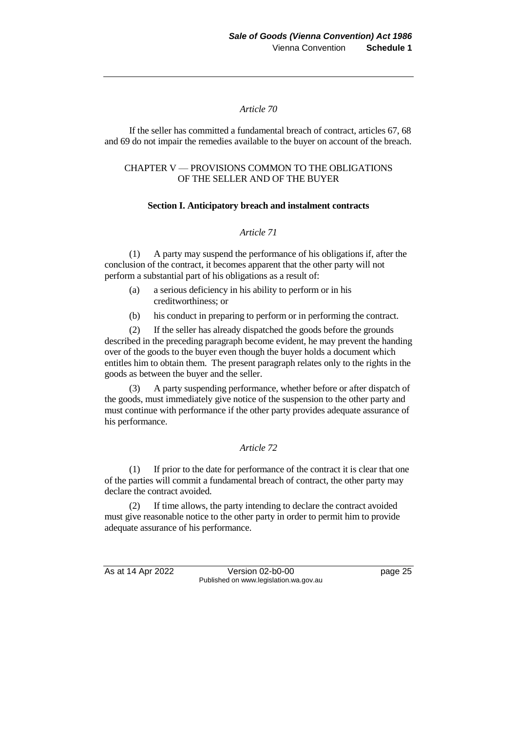*Article 70*

If the seller has committed a fundamental breach of contract, articles 67, 68 and 69 do not impair the remedies available to the buyer on account of the breach.

## CHAPTER V — PROVISIONS COMMON TO THE OBLIGATIONS OF THE SELLER AND OF THE BUYER

### Section I. Anticipatory breach and instalment contracts

*Article 71*

(1) A party may suspend the performance of his obligations if, after the conclusion of the contract, it becomes apparent that the other party will not perform a substantial part of his obligations as a result of:

(a) a serious deficiency in his ability to perform or in his creditworthiness; or

(b) his conduct in preparing to perform or in performing the contract.

(2) If the seller has already dispatched the goods before the grounds described in the preceding paragraph become evident, he may prevent the handing over of the goods to the buyer even though the buyer holds a document which entitles him to obtain them. The present paragraph relates only to the rights in the goods as between the buyer and the seller.

(3) A party suspending performance, whether before or after dispatch of the goods, must immediately give notice of the suspension to the other party and must continue with performance if the other party provides adequate assurance of his performance.

*Article 72*

(1) If prior to the date for performance of the contract it is clear that one of the parties will commit a fundamental breach of contract, the other party may declare the contract avoided.

(2) If time allows, the party intending to declare the contract avoided must give reasonable notice to the other party in order to permit him to provide adequate assurance of his performance.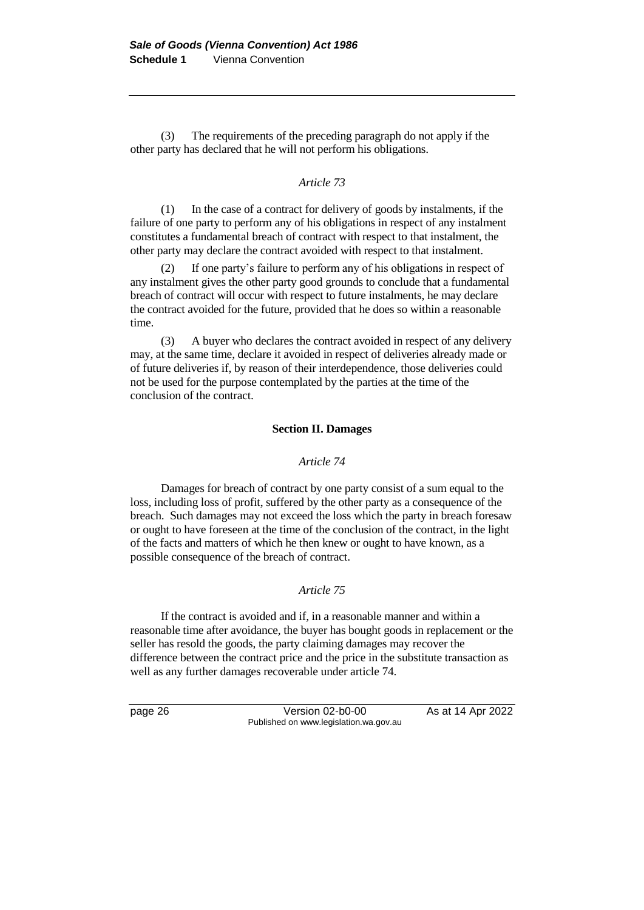(3) The requirements of the preceding paragraph do not apply if the other party has declared that he will not perform his obligations.

*Article 73*

(1) In the case of a contract for delivery of goods by instalments, if the failure of one party to perform any of his obligations in respect of any instalment constitutes a fundamental breach of contract with respect to that instalment, the other party may declare the contract avoided with respect to that instalment.

(2) If one party's failure to perform any of his obligations in respect of any instalment gives the other party good grounds to conclude that a fundamental breach of contract will occur with respect to future instalments, he may declare the contract avoided for the future, provided that he does so within a reasonable time.

(3) A buyer who declares the contract avoided in respect of any delivery may, at the same time, declare it avoided in respect of deliveries already made or of future deliveries if, by reason of their interdependence, those deliveries could not be used for the purpose contemplated by the parties at the time of the conclusion of the contract.

**Section II. Damages**

*Article 74*

Damages for breach of contract by one party consist of a sum equal to the loss, including loss of profit, suffered by the other party as a consequence of the breach. Such damages may not exceed the loss which the party in breach foresaw or ought to have foreseen at the time of the conclusion of the contract, in the light of the facts and matters of which he then knew or ought to have known, as a possible consequence of the breach of contract.

*Article 75*

If the contract is avoided and if, in a reasonable manner and within a reasonable time after avoidance, the buyer has bought goods in replacement or the seller has resold the goods, the party claiming damages may recover the difference between the contract price and the price in the substitute transaction as well as any further damages recoverable under article 74.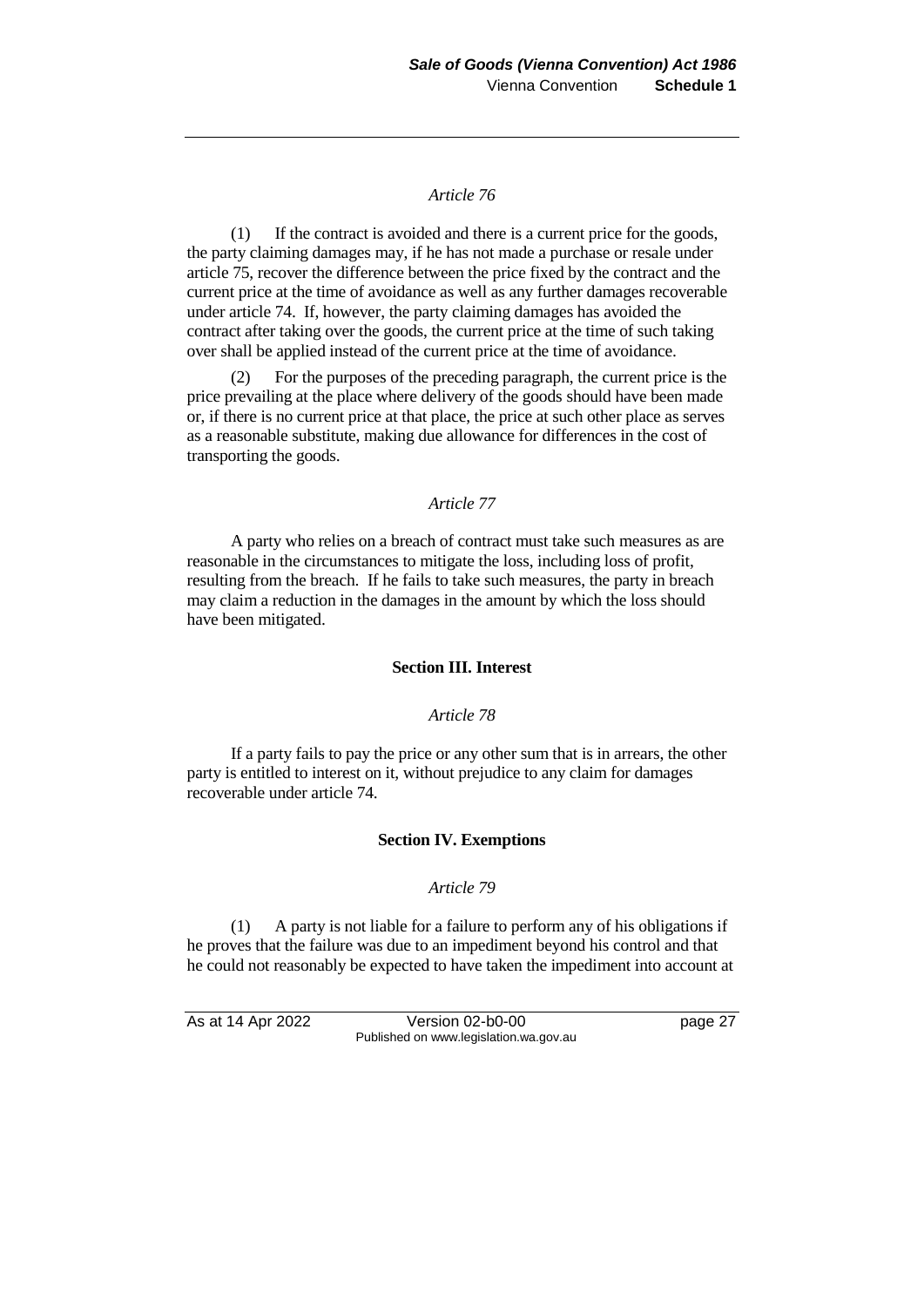*Article 76*

(1) If the contract is avoided and there is a current price for the goods, the party claiming damages may, if he has not made a purchase or resale under article 75, recover the difference between the price fixed by the contract and the current price at the time of avoidance as well as any further damages recoverable under article 74. If, however, the party claiming damages has avoided the contract after taking over the goods, the current price at the time of such taking over shall be applied instead of the current price at the time of avoidance.

(2) For the purposes of the preceding paragraph, the current price is the price prevailing at the place where delivery of the goods should have been made or, if there is no current price at that place, the price at such other place as serves as a reasonable substitute, making due allowance for differences in the cost of transporting the goods.

*Article 77*

A party who relies on a breach of contract must take such measures as are reasonable in the circumstances to mitigate the loss, including loss of profit, resulting from the breach. If he fails to take such measures, the party in breach may claim a reduction in the damages in the amount by which the loss should have been mitigated.

**Section III. Interest**

*Article 78*

If a party fails to pay the price or any other sum that is in arrears, the other party is entitled to interest on it, without prejudice to any claim for damages recoverable under article 74.

**Section IV. Exemptions**

*Article 79*

(1) A party is not liable for a failure to perform any of his obligations if he proves that the failure was due to an impediment beyond his control and that he could not reasonably be expected to have taken the impediment into account at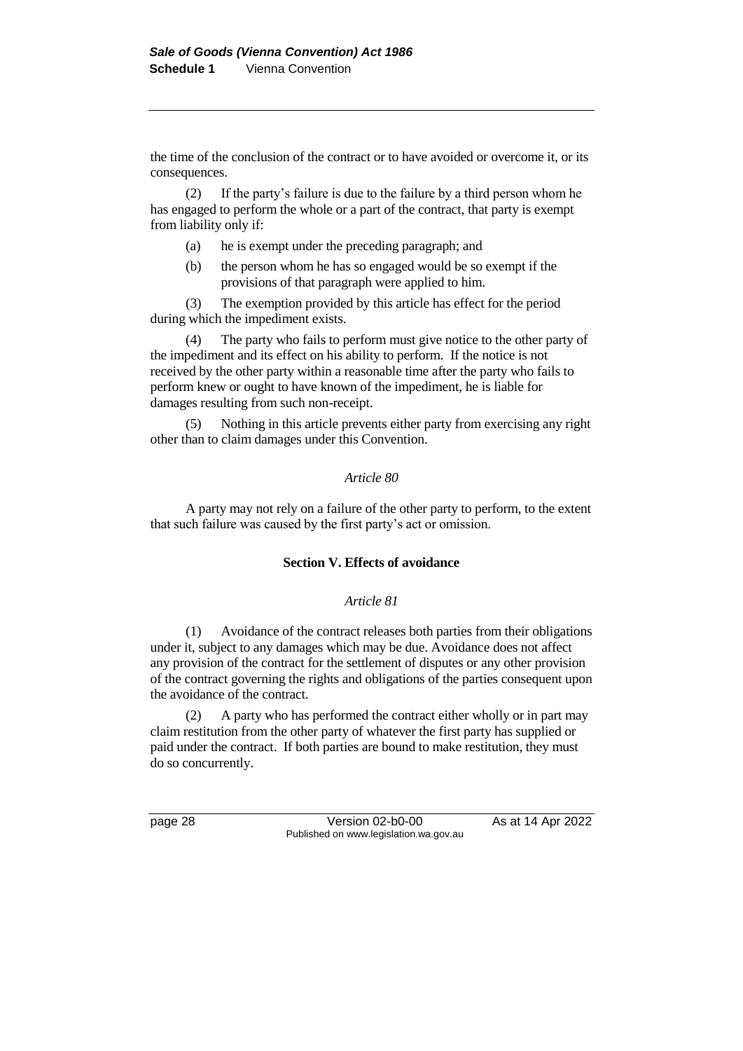the time of the conclusion of the contract or to have avoided or overcome it, or its consequences.

(2) If the party's failure is due to the failure by a third person whom he has engaged to perform the whole or a part of the contract, that party is exempt from liability only if:

(a) he is exempt under the preceding paragraph; and

(b) the person whom he has so engaged would be so exempt if the provisions of that paragraph were applied to him.

(3) The exemption provided by this article has effect for the period during which the impediment exists.

(4) The party who fails to perform must give notice to the other party of the impediment and its effect on his ability to perform. If the notice is not received by the other party within a reasonable time after the party who fails to perform knew or ought to have known of the impediment, he is liable for damages resulting from such non-receipt.

(5) Nothing in this article prevents either party from exercising any right other than to claim damages under this Convention.

*Article 80*

A party may not rely on a failure of the other party to perform, to the extent that such failure was caused by the first party's act or omission.

**Section V. Effects of avoidance**

*Article 81*

(1) Avoidance of the contract releases both parties from their obligations under it, subject to any damages which may be due. Avoidance does not affect any provision of the contract for the settlement of disputes or any other provision of the contract governing the rights and obligations of the parties consequent upon the avoidance of the contract.

(2) A party who has performed the contract either wholly or in part may claim restitution from the other party of whatever the first party has supplied or paid under the contract. If both parties are bound to make restitution, they must do so concurrently.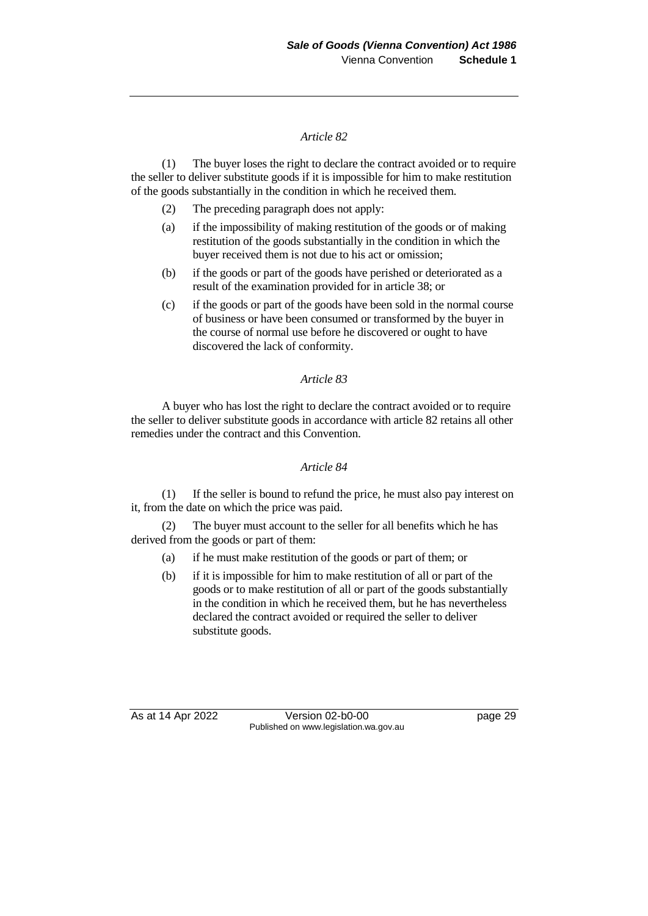*Article 82*

(1) The buyer loses the right to declare the contract avoided or to require the seller to deliver substitute goods if it is impossible for him to make restitution of the goods substantially in the condition in which he received them.

(2) The preceding paragraph does not apply:

(a) if the impossibility of making restitution of the goods or of making restitution of the goods substantially in the condition in which the buyer received them is not due to his act or omission;

(b) if the goods or part of the goods have perished or deteriorated as a result of the examination provided for in article 38; or

(c) if the goods or part of the goods have been sold in the normal course of business or have been consumed or transformed by the buyer in the course of normal use before he discovered or ought to have discovered the lack of conformity.

*Article 83*

A buyer who has lost the right to declare the contract avoided or to require the seller to deliver substitute goods in accordance with article 82 retains all other remedies under the contract and this Convention.

*Article 84*

(1) If the seller is bound to refund the price, he must also pay interest on it, from the date on which the price was paid.

(2) The buyer must account to the seller for all benefits which he has derived from the goods or part of them:

(a) if he must make restitution of the goods or part of them; or

(b) if it is impossible for him to make restitution of all or part of the goods or to make restitution of all or part of the goods substantially in the condition in which he received them, but he has nevertheless declared the contract avoided or required the seller to deliver substitute goods.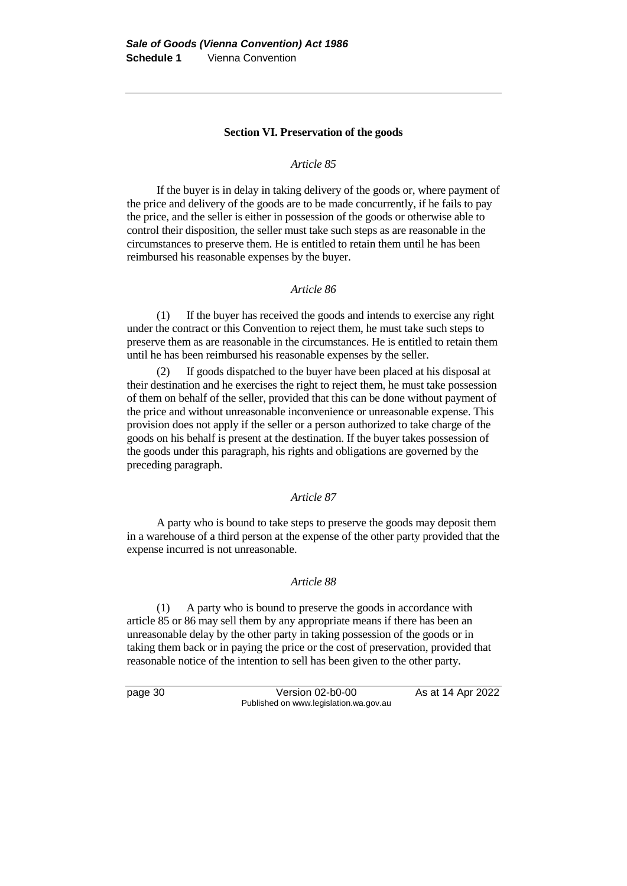### Section VI. Preservation of the goods

*Article 85*

If the buyer is in delay in taking delivery of the goods or, where payment of the price and delivery of the goods are to be made concurrently, if he fails to pay the price, and the seller is either in possession of the goods or otherwise able to control their disposition, the seller must take such steps as are reasonable in the circumstances to preserve them. He is entitled to retain them until he has been reimbursed his reasonable expenses by the buyer.

*Article 86*

(1) If the buyer has received the goods and intends to exercise any right under the contract or this Convention to reject them, he must take such steps to preserve them as are reasonable in the circumstances. He is entitled to retain them until he has been reimbursed his reasonable expenses by the seller.

(2) If goods dispatched to the buyer have been placed at his disposal at their destination and he exercises the right to reject them, he must take possession of them on behalf of the seller, provided that this can be done without payment of the price and without unreasonable inconvenience or unreasonable expense. This provision does not apply if the seller or a person authorized to take charge of the goods on his behalf is present at the destination. If the buyer takes possession of the goods under this paragraph, his rights and obligations are governed by the preceding paragraph.

*Article 87*

A party who is bound to take steps to preserve the goods may deposit them in a warehouse of a third person at the expense of the other party provided that the expense incurred is not unreasonable.

*Article 88*

(1) A party who is bound to preserve the goods in accordance with article 85 or 86 may sell them by any appropriate means if there has been an unreasonable delay by the other party in taking possession of the goods or in taking them back or in paying the price or the cost of preservation, provided that reasonable notice of the intention to sell has been given to the other party.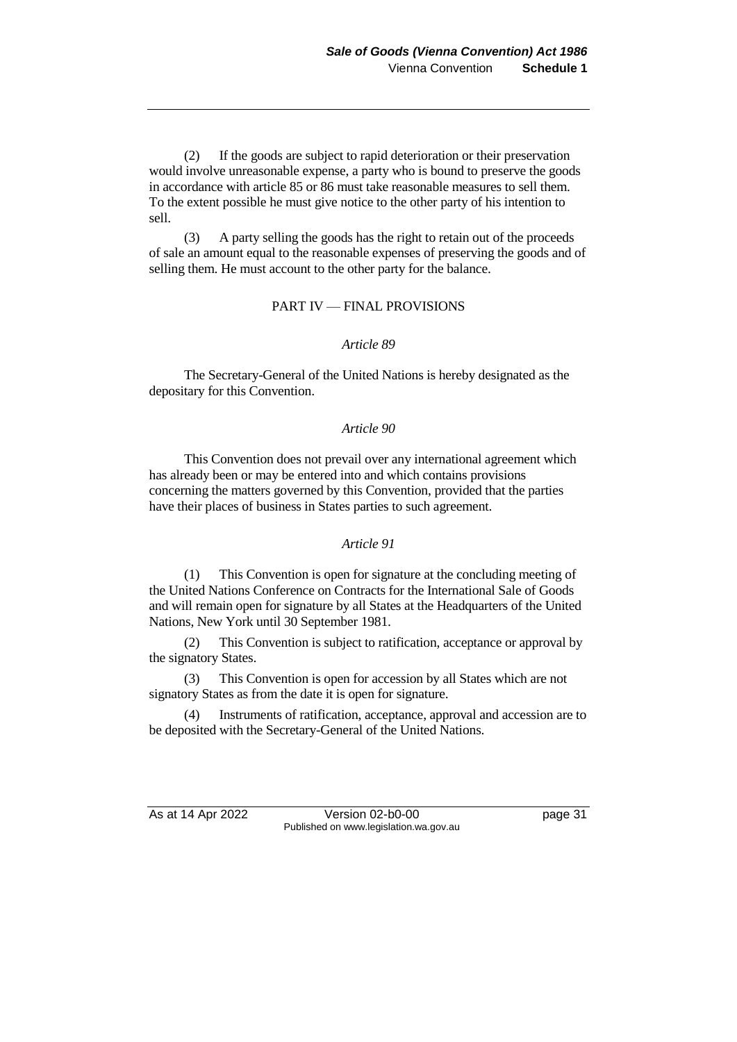(2) If the goods are subject to rapid deterioration or their preservation would involve unreasonable expense, a party who is bound to preserve the goods in accordance with article 85 or 86 must take reasonable measures to sell them. To the extent possible he must give notice to the other party of his intention to sell.

(3) A party selling the goods has the right to retain out of the proceeds of sale an amount equal to the reasonable expenses of preserving the goods and of selling them. He must account to the other party for the balance.

## PART IV — FINAL PROVISIONS

### *Article 89*

The Secretary-General of the United Nations is hereby designated as the depositary for this Convention.

### *Article 90*

This Convention does not prevail over any international agreement which has already been or may be entered into and which contains provisions concerning the matters governed by this Convention, provided that the parties have their places of business in States parties to such agreement.

### *Article 91*

(1) This Convention is open for signature at the concluding meeting of the United Nations Conference on Contracts for the International Sale of Goods and will remain open for signature by all States at the Headquarters of the United Nations, New York until 30 September 1981.

(2) This Convention is subject to ratification, acceptance or approval by the signatory States.

(3) This Convention is open for accession by all States which are not signatory States as from the date it is open for signature.

(4) Instruments of ratification, acceptance, approval and accession are to be deposited with the Secretary-General of the United Nations.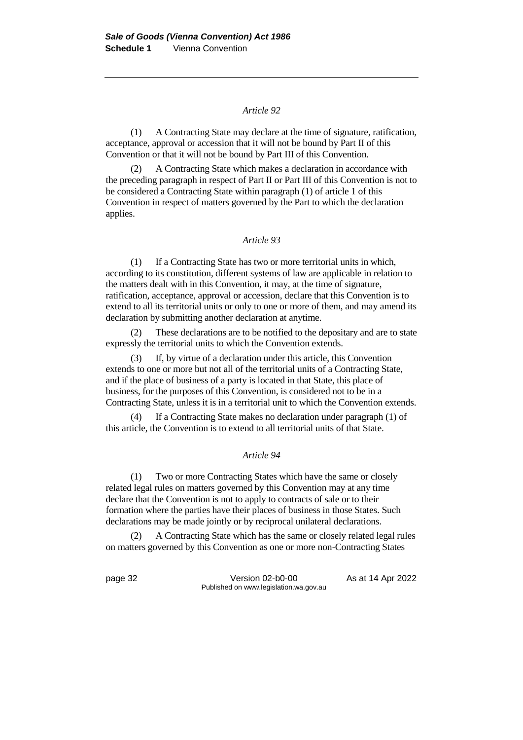*Article 92*

(1) A Contracting State may declare at the time of signature, ratification, acceptance, approval or accession that it will not be bound by Part II of this Convention or that it will not be bound by Part III of this Convention.

(2) A Contracting State which makes a declaration in accordance with the preceding paragraph in respect of Part II or Part III of this Convention is not to be considered a Contracting State within paragraph (1) of article 1 of this Convention in respect of matters governed by the Part to which the declaration applies.

*Article 93*

(1) If a Contracting State has two or more territorial units in which, according to its constitution, different systems of law are applicable in relation to the matters dealt with in this Convention, it may, at the time of signature, ratification, acceptance, approval or accession, declare that this Convention is to extend to all its territorial units or only to one or more of them, and may amend its declaration by submitting another declaration at anytime.

(2) These declarations are to be notified to the depositary and are to state expressly the territorial units to which the Convention extends.

(3) If, by virtue of a declaration under this article, this Convention extends to one or more but not all of the territorial units of a Contracting State, and if the place of business of a party is located in that State, this place of business, for the purposes of this Convention, is considered not to be in a Contracting State, unless it is in a territorial unit to which the Convention extends.

(4) If a Contracting State makes no declaration under paragraph (1) of this article, the Convention is to extend to all territorial units of that State.

*Article 94*

(1) Two or more Contracting States which have the same or closely related legal rules on matters governed by this Convention may at any time declare that the Convention is not to apply to contracts of sale or to their formation where the parties have their places of business in those States. Such declarations may be made jointly or by reciprocal unilateral declarations.

(2) A Contracting State which has the same or closely related legal rules on matters governed by this Convention as one or more non-Contracting States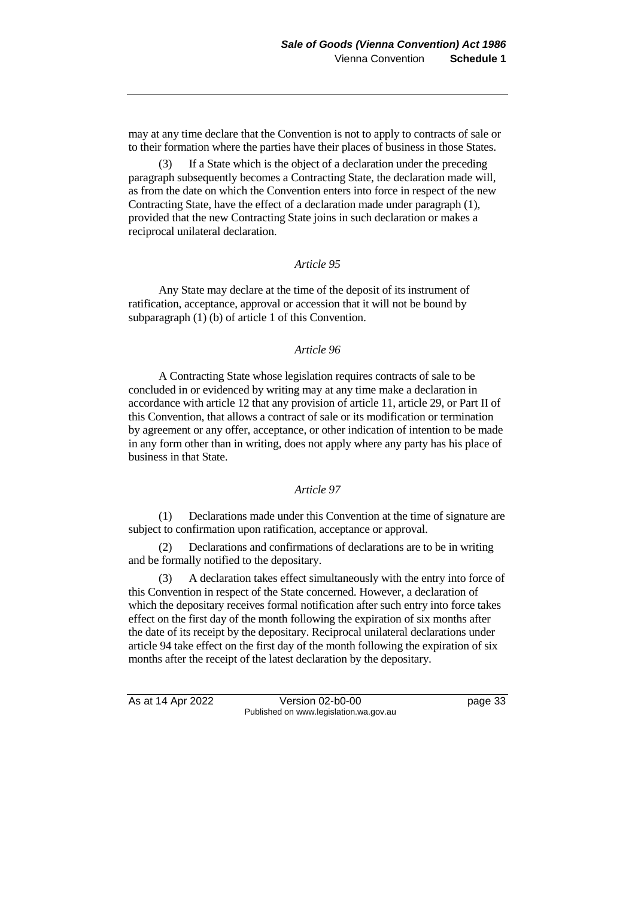may at any time declare that the Convention is not to apply to contracts of sale or to their formation where the parties have their places of business in those States.

(3) If a State which is the object of a declaration under the preceding paragraph subsequently becomes a Contracting State, the declaration made will, as from the date on which the Convention enters into force in respect of the new Contracting State, have the effect of a declaration made under paragraph (1), provided that the new Contracting State joins in such declaration or makes a reciprocal unilateral declaration.

*Article 95*

Any State may declare at the time of the deposit of its instrument of ratification, acceptance, approval or accession that it will not be bound by subparagraph (1) (b) of article 1 of this Convention.

*Article 96*

A Contracting State whose legislation requires contracts of sale to be concluded in or evidenced by writing may at any time make a declaration in accordance with article 12 that any provision of article 11, article 29, or Part II of this Convention, that allows a contract of sale or its modification or termination by agreement or any offer, acceptance, or other indication of intention to be made in any form other than in writing, does not apply where any party has his place of business in that State.

*Article 97*

(1) Declarations made under this Convention at the time of signature are subject to confirmation upon ratification, acceptance or approval.

(2) Declarations and confirmations of declarations are to be in writing and be formally notified to the depositary.

(3) A declaration takes effect simultaneously with the entry into force of this Convention in respect of the State concerned. However, a declaration of which the depositary receives formal notification after such entry into force takes effect on the first day of the month following the expiration of six months after the date of its receipt by the depositary. Reciprocal unilateral declarations under article 94 take effect on the first day of the month following the expiration of six months after the receipt of the latest declaration by the depositary.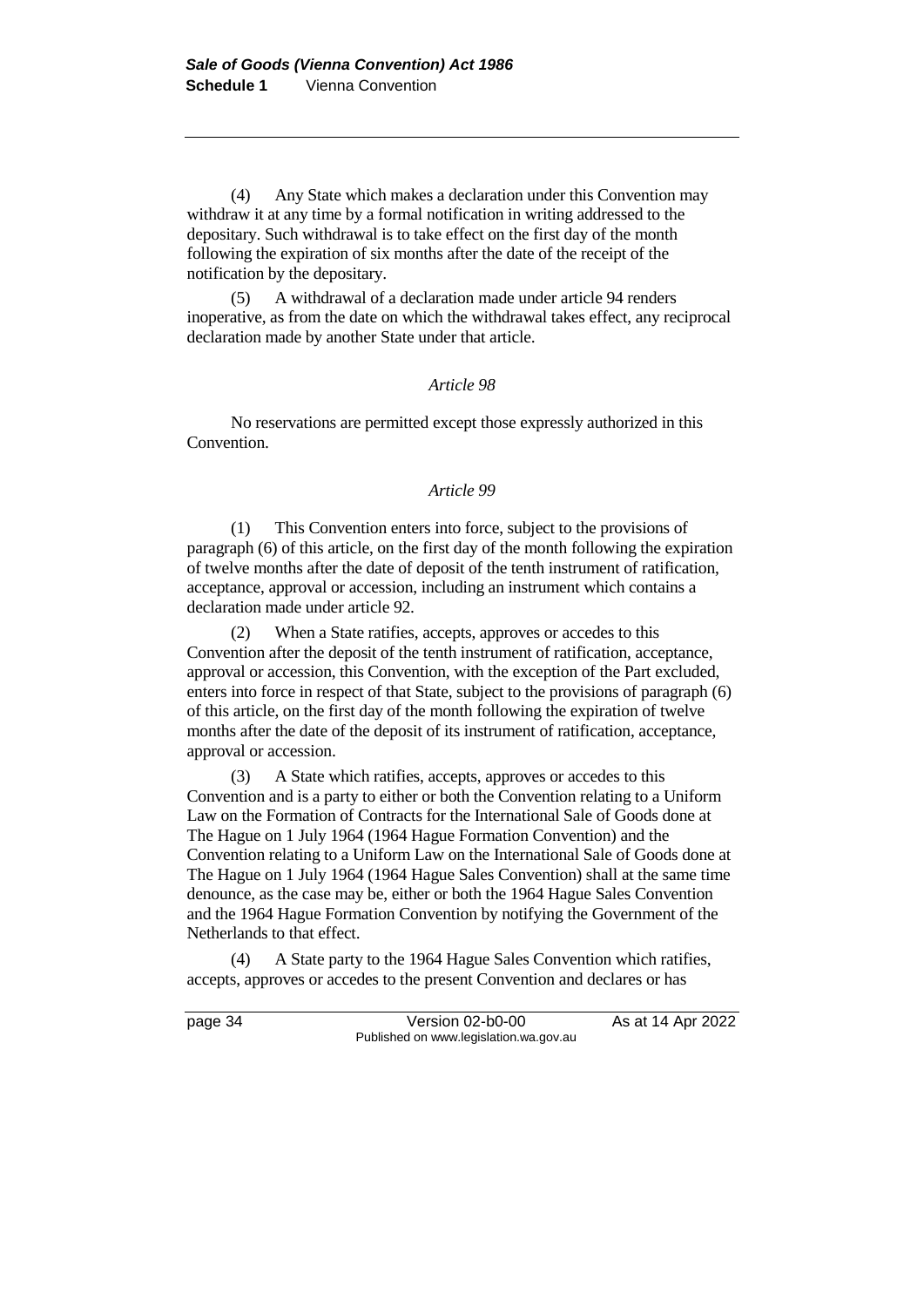(4) Any State which makes a declaration under this Convention may withdraw it at any time by a formal notification in writing addressed to the depositary. Such withdrawal is to take effect on the first day of the month following the expiration of six months after the date of the receipt of the notification by the depositary.

(5) A withdrawal of a declaration made under article 94 renders inoperative, as from the date on which the withdrawal takes effect, any reciprocal declaration made by another State under that article.

*Article 98*

No reservations are permitted except those expressly authorized in this Convention.

*Article 99*

(1) This Convention enters into force, subject to the provisions of paragraph (6) of this article, on the first day of the month following the expiration of twelve months after the date of deposit of the tenth instrument of ratification, acceptance, approval or accession, including an instrument which contains a declaration made under article 92.

(2) When a State ratifies, accepts, approves or accedes to this Convention after the deposit of the tenth instrument of ratification, acceptance, approval or accession, this Convention, with the exception of the Part excluded, enters into force in respect of that State, subject to the provisions of paragraph (6) of this article, on the first day of the month following the expiration of twelve months after the date of the deposit of its instrument of ratification, acceptance, approval or accession.

(3) A State which ratifies, accepts, approves or accedes to this Convention and is a party to either or both the Convention relating to a Uniform Law on the Formation of Contracts for the International Sale of Goods done at The Hague on 1 July 1964 (1964 Hague Formation Convention) and the Convention relating to a Uniform Law on the International Sale of Goods done at The Hague on 1 July 1964 (1964 Hague Sales Convention) shall at the same time denounce, as the case may be, either or both the 1964 Hague Sales Convention and the 1964 Hague Formation Convention by notifying the Government of the Netherlands to that effect.

(4) A State party to the 1964 Hague Sales Convention which ratifies, accepts, approves or accedes to the present Convention and declares or has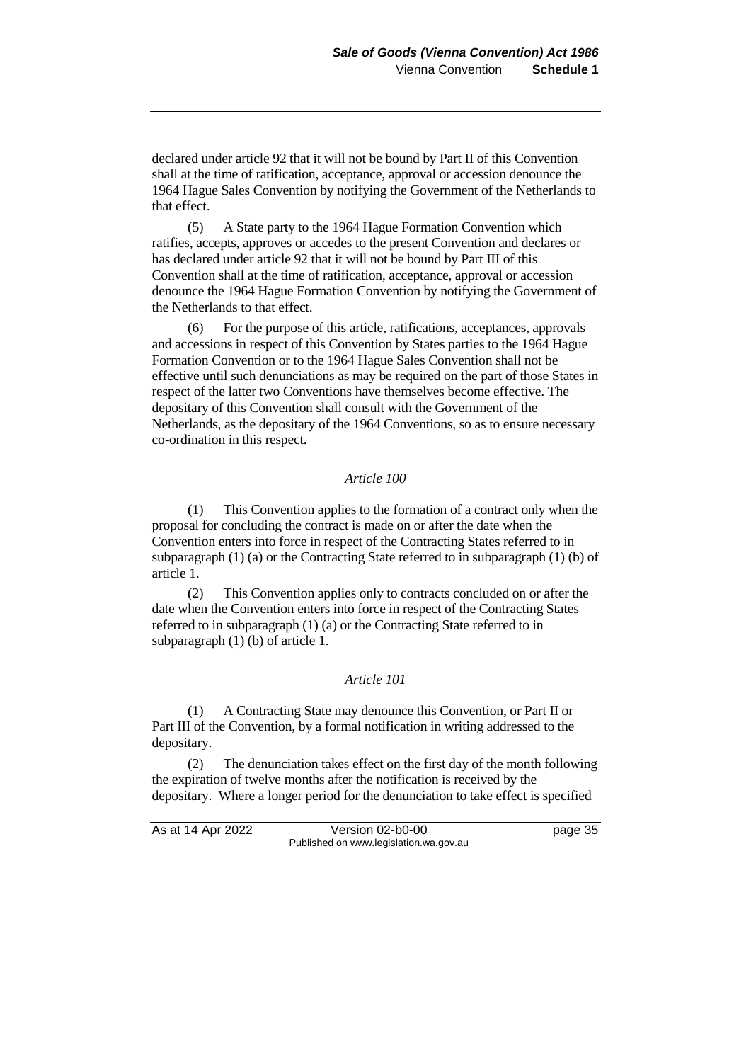declared under article 92 that it will not be bound by Part II of this Convention shall at the time of ratification, acceptance, approval or accession denounce the 1964 Hague Sales Convention by notifying the Government of the Netherlands to that effect.

(5) A State party to the 1964 Hague Formation Convention which ratifies, accepts, approves or accedes to the present Convention and declares or has declared under article 92 that it will not be bound by Part III of this Convention shall at the time of ratification, acceptance, approval or accession denounce the 1964 Hague Formation Convention by notifying the Government of the Netherlands to that effect.

(6) For the purpose of this article, ratifications, acceptances, approvals and accessions in respect of this Convention by States parties to the 1964 Hague Formation Convention or to the 1964 Hague Sales Convention shall not be effective until such denunciations as may be required on the part of those States in respect of the latter two Conventions have themselves become effective. The depositary of this Convention shall consult with the Government of the Netherlands, as the depositary of the 1964 Conventions, so as to ensure necessary co-ordination in this respect.

*Article 100*

(1) This Convention applies to the formation of a contract only when the proposal for concluding the contract is made on or after the date when the Convention enters into force in respect of the Contracting States referred to in subparagraph (1) (a) or the Contracting State referred to in subparagraph (1) (b) of article 1.

(2) This Convention applies only to contracts concluded on or after the date when the Convention enters into force in respect of the Contracting States referred to in subparagraph (1) (a) or the Contracting State referred to in subparagraph (1) (b) of article 1.

*Article 101*

(1) A Contracting State may denounce this Convention, or Part II or Part III of the Convention, by a formal notification in writing addressed to the depositary.

(2) The denunciation takes effect on the first day of the month following the expiration of twelve months after the notification is received by the depositary. Where a longer period for the denunciation to take effect is specified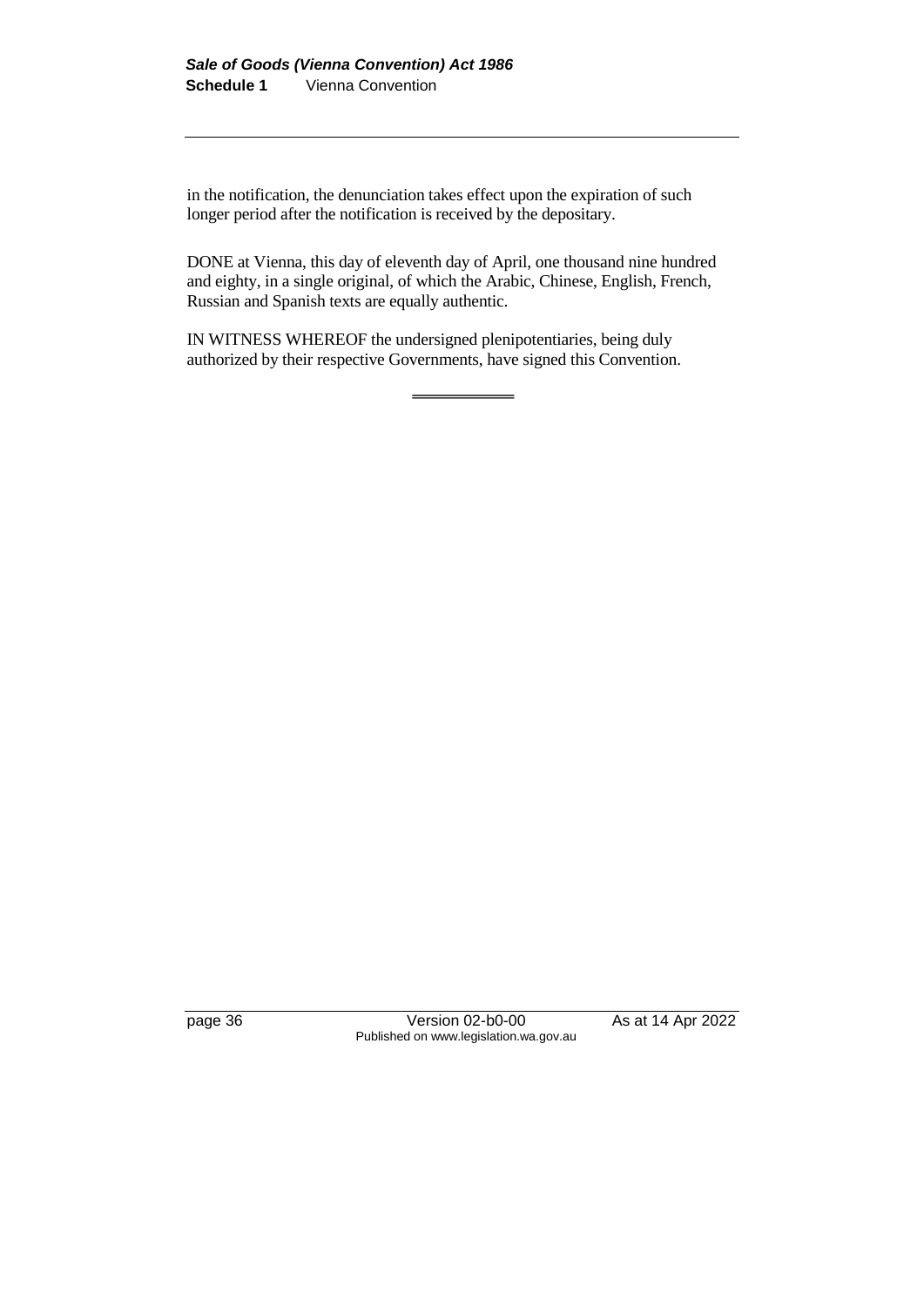in the notification, the denunciation takes effect upon the expiration of such longer period after the notification is received by the depositary.

DONE at Vienna, this day of eleventh day of April, one thousand nine hundred and eighty, in a single original, of which the Arabic, Chinese, English, French, Russian and Spanish texts are equally authentic.

IN WITNESS WHEREOF the undersigned plenipotentiaries, being duly authorized by their respective Governments, have signed this Convention.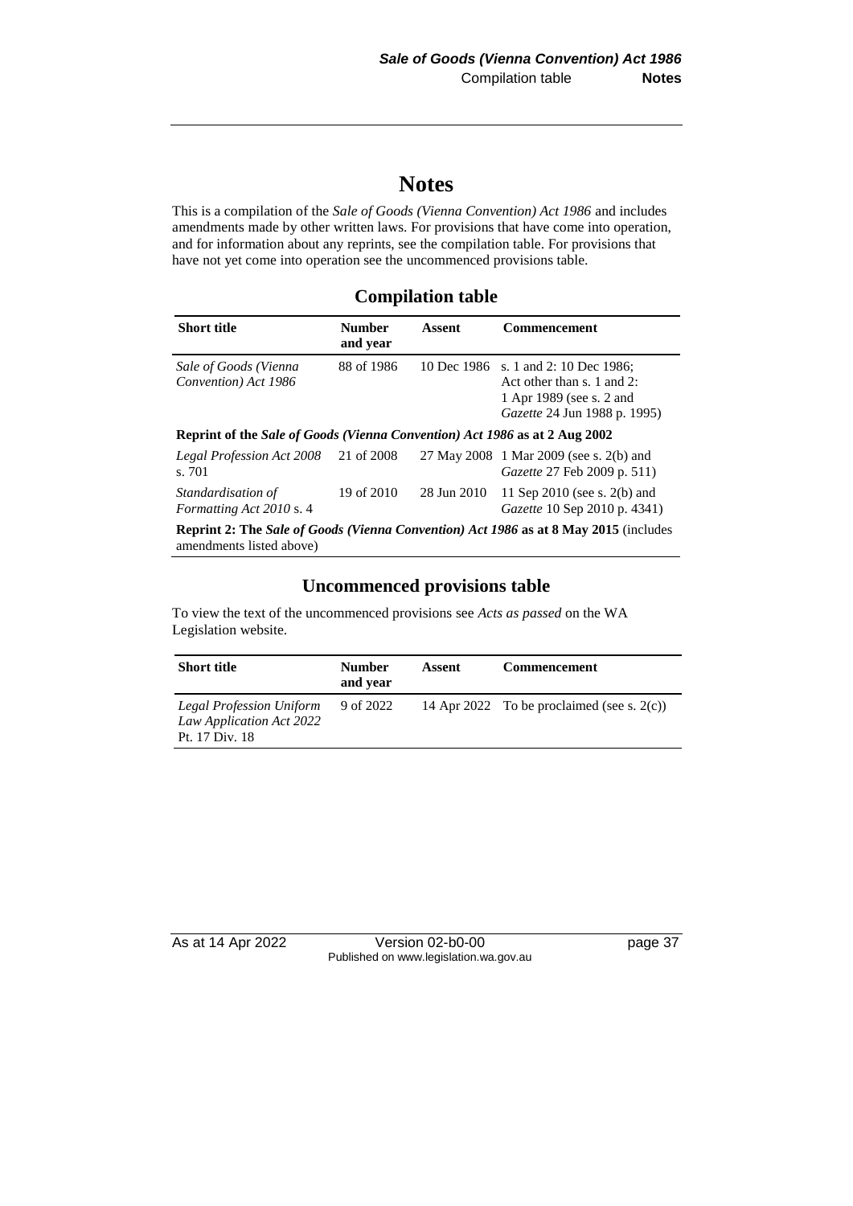# Notes

This is a compilation of the *Sale of Goods (Vienna Convention) Act 1986* and includes amendments made by other written laws. For provisions that have come into operation, and for information about any reprints, see the compilation table. For provisions that have not yet come into operation see the uncommenced provisions table.

## Compilation table

| Short title | Number and year | Assent | Commencement |
|---|---|---|---|
| *Sale of Goods (Vienna Convention) Act 1986* | 88 of 1986 | 10 Dec 1986 | s. 1 and 2: 10 Dec 1986; Act other than s. 1 and 2: 1 Apr 1989 (see s. 2 and *Gazette* 24 Jun 1988 p. 1995) |
| **Reprint of the *Sale of Goods (Vienna Convention) Act 1986* as at 2 Aug 2002** | | | |
| *Legal Profession Act 2008* s. 701 | 21 of 2008 | 27 May 2008 | 1 Mar 2009 (see s. 2(b) and *Gazette* 27 Feb 2009 p. 511) |
| *Standardisation of Formatting Act 2010* s. 4 | 19 of 2010 | 28 Jun 2010 | 11 Sep 2010 (see s. 2(b) and *Gazette* 10 Sep 2010 p. 4341) |
| **Reprint 2: The *Sale of Goods (Vienna Convention) Act 1986* as at 8 May 2015** (includes amendments listed above) | | | |

## Uncommenced provisions table

To view the text of the uncommenced provisions see *Acts as passed* on the WA Legislation website.

| Short title | Number and year | Assent | Commencement |
|---|---|---|---|
| *Legal Profession Uniform Law Application Act 2022* Pt. 17 Div. 18 | 9 of 2022 | 14 Apr 2022 | To be proclaimed (see s. 2(c)) |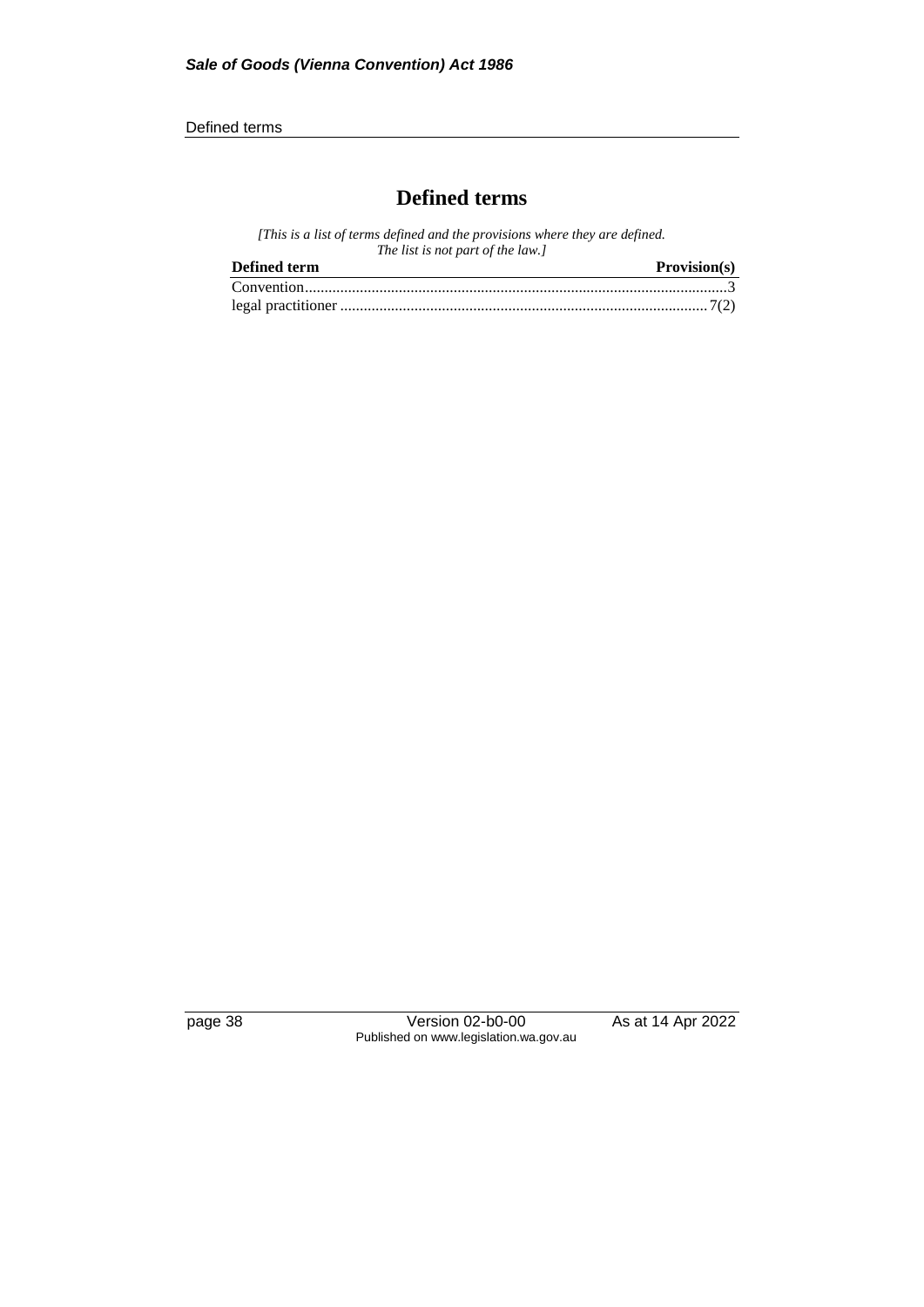# Defined terms

*[This is a list of terms defined and the provisions where they are defined. The list is not part of the law.]*

| Defined term | Provision(s) |
| --- | --- |
| Convention | 3 |
| legal practitioner | 7(2) |